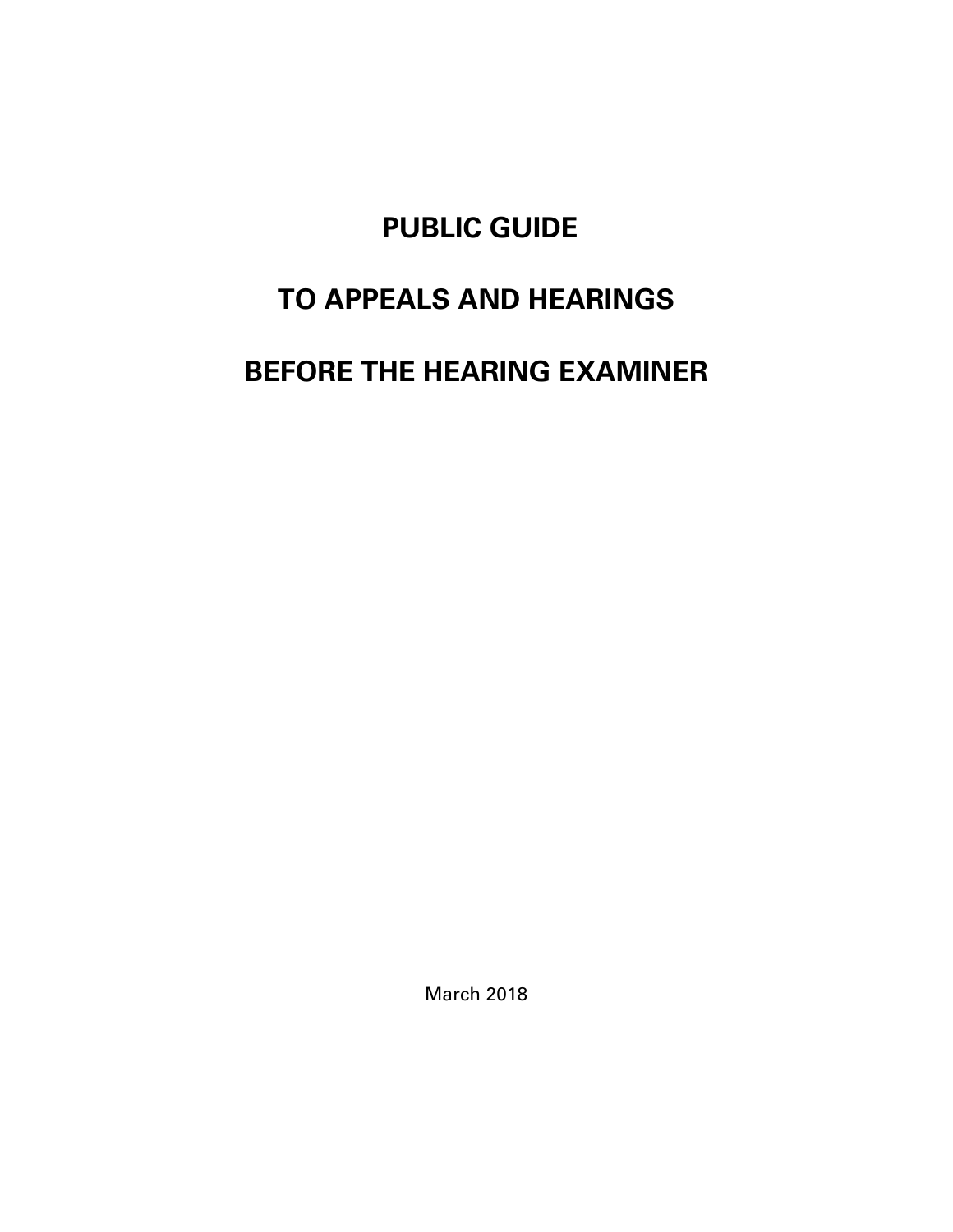# PUBLIC GUIDE

# TO APPEALS AND HEARINGS

# BEFORE THE HEARING EXAMINER

March 2018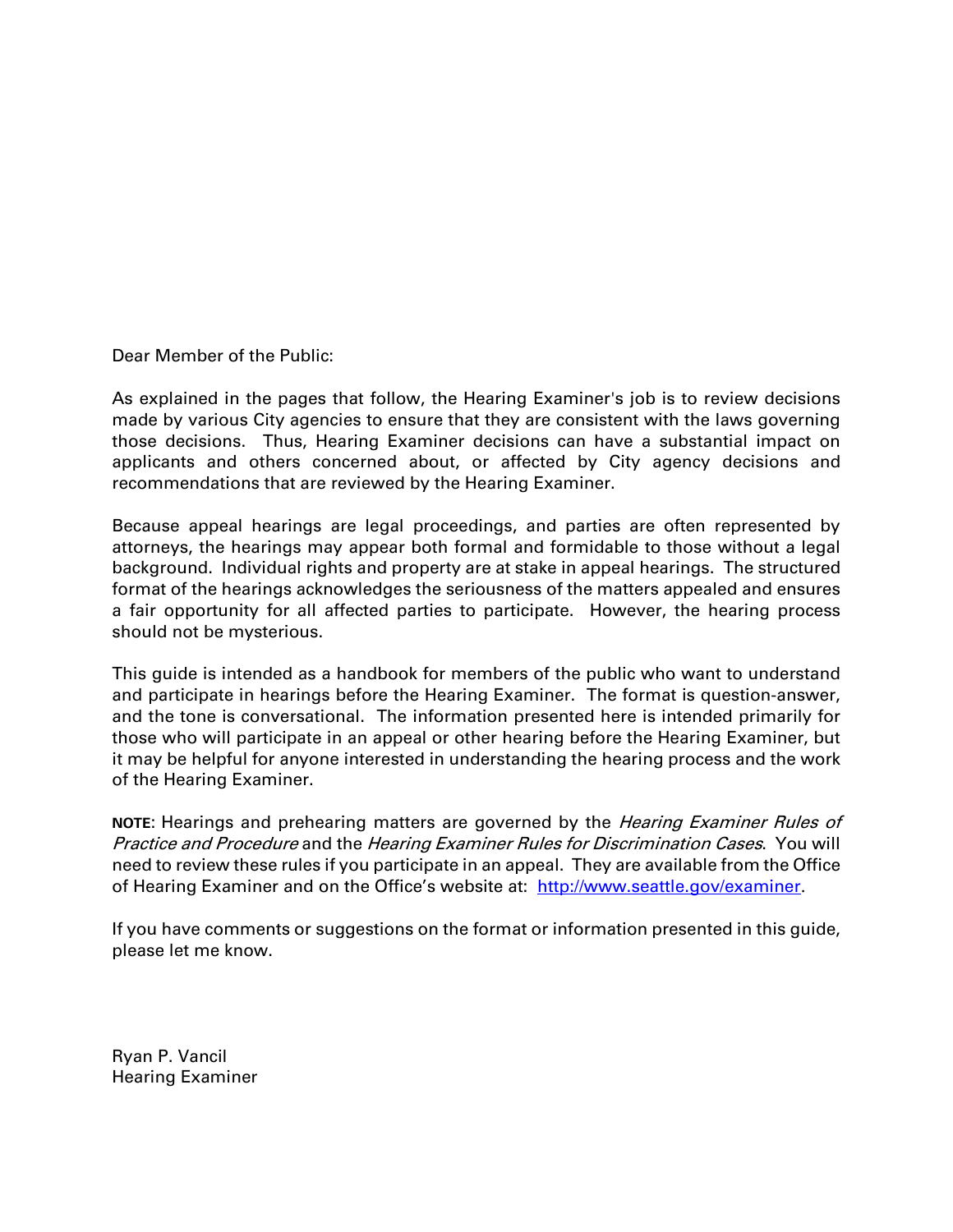Dear Member of the Public:

As explained in the pages that follow, the Hearing Examiner's job is to review decisions made by various City agencies to ensure that they are consistent with the laws governing those decisions. Thus, Hearing Examiner decisions can have a substantial impact on applicants and others concerned about, or affected by City agency decisions and recommendations that are reviewed by the Hearing Examiner.

Because appeal hearings are legal proceedings, and parties are often represented by attorneys, the hearings may appear both formal and formidable to those without a legal background. Individual rights and property are at stake in appeal hearings. The structured format of the hearings acknowledges the seriousness of the matters appealed and ensures a fair opportunity for all affected parties to participate. However, the hearing process should not be mysterious.

This guide is intended as a handbook for members of the public who want to understand and participate in hearings before the Hearing Examiner. The format is question-answer, and the tone is conversational. The information presented here is intended primarily for those who will participate in an appeal or other hearing before the Hearing Examiner, but it may be helpful for anyone interested in understanding the hearing process and the work of the Hearing Examiner.

**NOTE**: Hearings and prehearing matters are governed by the *Hearing Examiner Rules of Practice and Procedure* and the *Hearing Examiner Rules for Discrimination Cases*. You will need to review these rules if you participate in an appeal. They are available from the Office of Hearing Examiner and on the Office's website at: [http://www.seattle.gov/examiner](http://www.seattle.gov/examiner).

If you have comments or suggestions on the format or information presented in this guide, please let me know.

Ryan P. Vancil
Hearing Examiner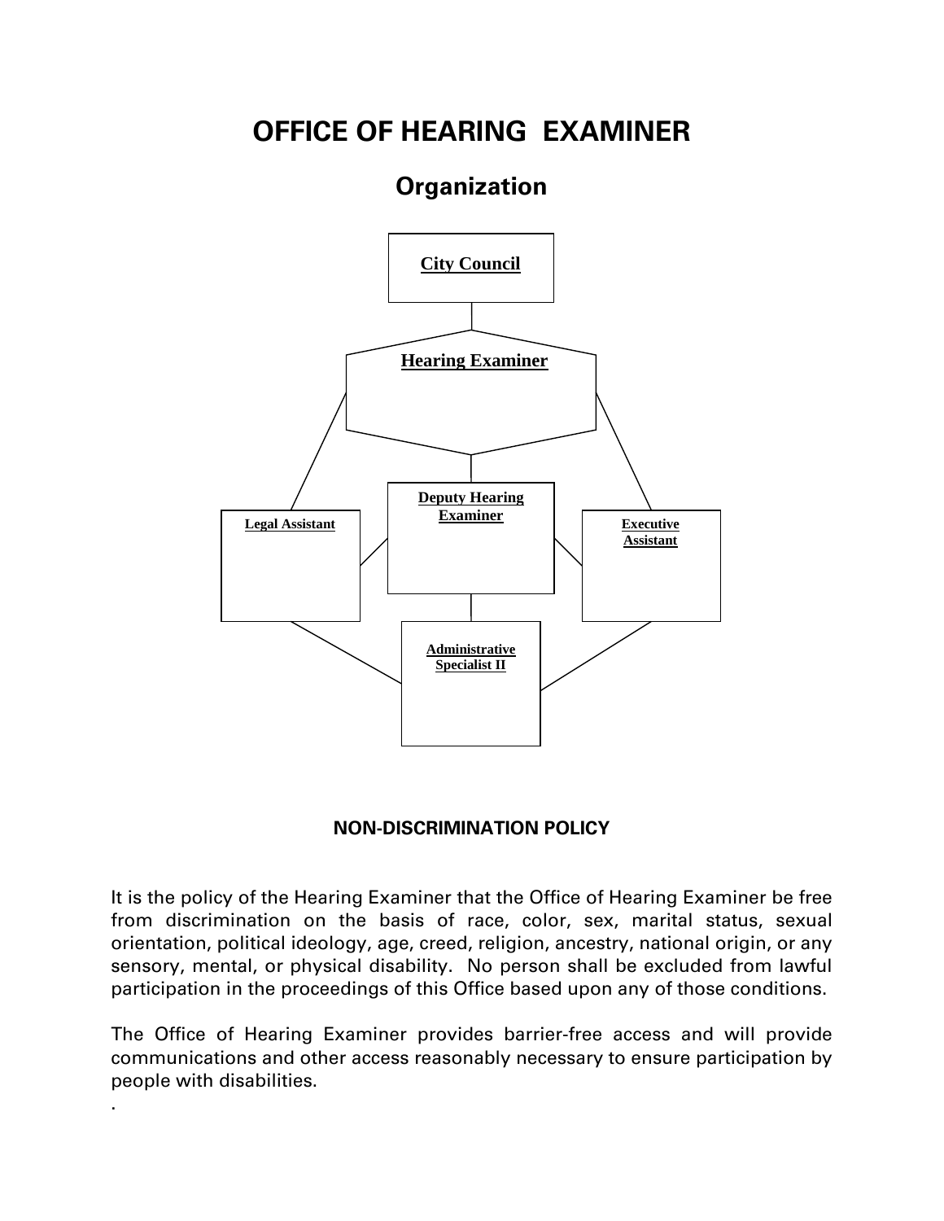# OFFICE OF HEARING EXAMINER

## Organization

City Council

Hearing Examiner

Legal Assistant

Deputy Hearing Examiner

Executive Assistant

Administrative Specialist II

### NON-DISCRIMINATION POLICY

It is the policy of the Hearing Examiner that the Office of Hearing Examiner be free from discrimination on the basis of race, color, sex, marital status, sexual orientation, political ideology, age, creed, religion, ancestry, national origin, or any sensory, mental, or physical disability. No person shall be excluded from lawful participation in the proceedings of this Office based upon any of those conditions.

The Office of Hearing Examiner provides barrier-free access and will provide communications and other access reasonably necessary to ensure participation by people with disabilities.

.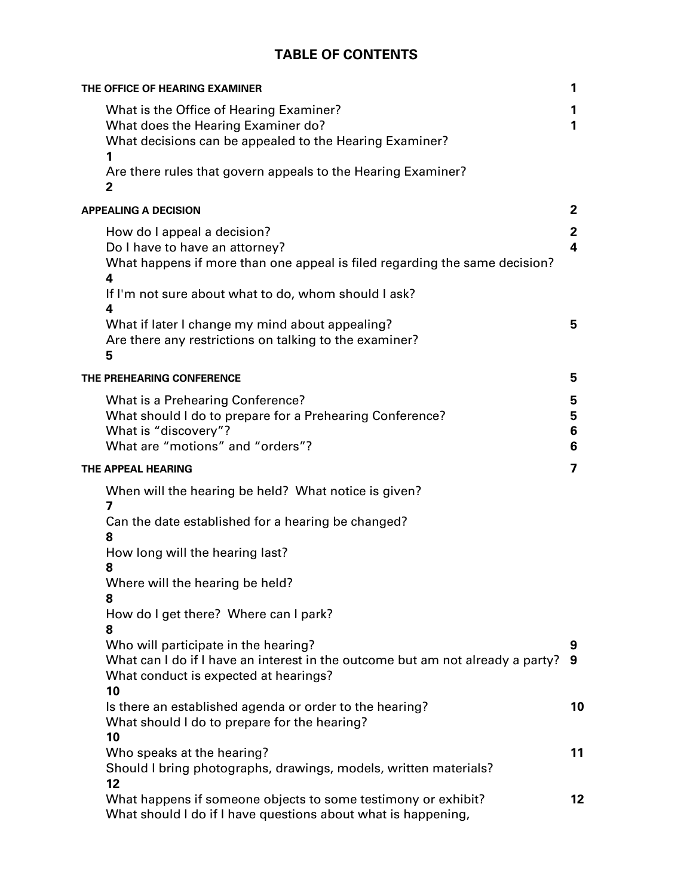# TABLE OF CONTENTS

| | |
|---|---|
| **THE OFFICE OF HEARING EXAMINER** | **1** |
| What is the Office of Hearing Examiner? | **1** |
| What does the Hearing Examiner do? | **1** |
| What decisions can be appealed to the Hearing Examiner? | **1** |
| Are there rules that govern appeals to the Hearing Examiner? | **2** |
| **APPEALING A DECISION** | **2** |
| How do I appeal a decision? | **2** |
| Do I have to have an attorney? | **4** |
| What happens if more than one appeal is filed regarding the same decision? | **4** |
| If I'm not sure about what to do, whom should I ask? | **4** |
| What if later I change my mind about appealing? | **5** |
| Are there any restrictions on talking to the examiner? | **5** |
| **THE PREHEARING CONFERENCE** | **5** |
| What is a Prehearing Conference? | **5** |
| What should I do to prepare for a Prehearing Conference? | **5** |
| What is "discovery"? | **6** |
| What are "motions" and "orders"? | **6** |
| **THE APPEAL HEARING** | **7** |
| When will the hearing be held? What notice is given? | **7** |
| Can the date established for a hearing be changed? | **8** |
| How long will the hearing last? | **8** |
| Where will the hearing be held? | **8** |
| How do I get there? Where can I park? | **8** |
| Who will participate in the hearing? | **9** |
| What can I do if I have an interest in the outcome but am not already a party? | **9** |
| What conduct is expected at hearings? | **10** |
| Is there an established agenda or order to the hearing? | **10** |
| What should I do to prepare for the hearing? | **10** |
| Who speaks at the hearing? | **11** |
| Should I bring photographs, drawings, models, written materials? | **12** |
| What happens if someone objects to some testimony or exhibit? | **12** |
| What should I do if I have questions about what is happening, | |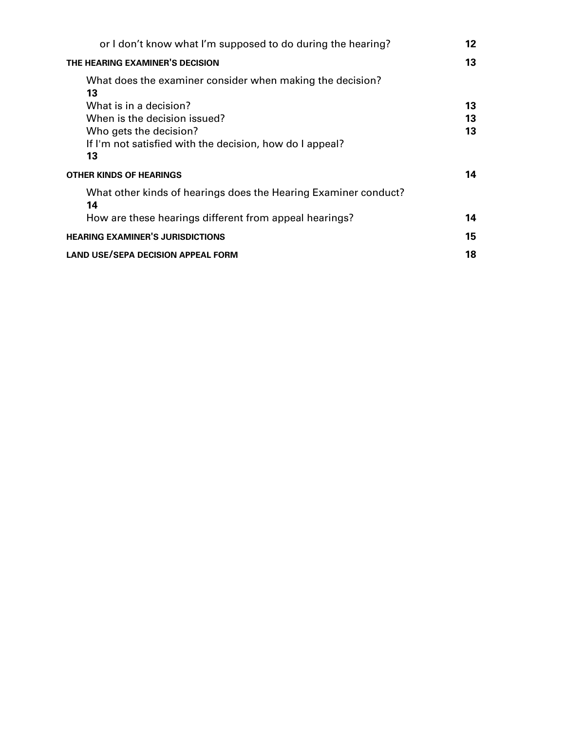| | |
|---|---|
| or I don't know what I'm supposed to do during the hearing? | **12** |
| **THE HEARING EXAMINER'S DECISION** | **13** |
| What does the examiner consider when making the decision? | **13** |
| What is in a decision? | **13** |
| When is the decision issued? | **13** |
| Who gets the decision? | **13** |
| If I'm not satisfied with the decision, how do I appeal? | **13** |
| **OTHER KINDS OF HEARINGS** | **14** |
| What other kinds of hearings does the Hearing Examiner conduct? | **14** |
| How are these hearings different from appeal hearings? | **14** |
| **HEARING EXAMINER'S JURISDICTIONS** | **15** |
| **LAND USE/SEPA DECISION APPEAL FORM** | **18** |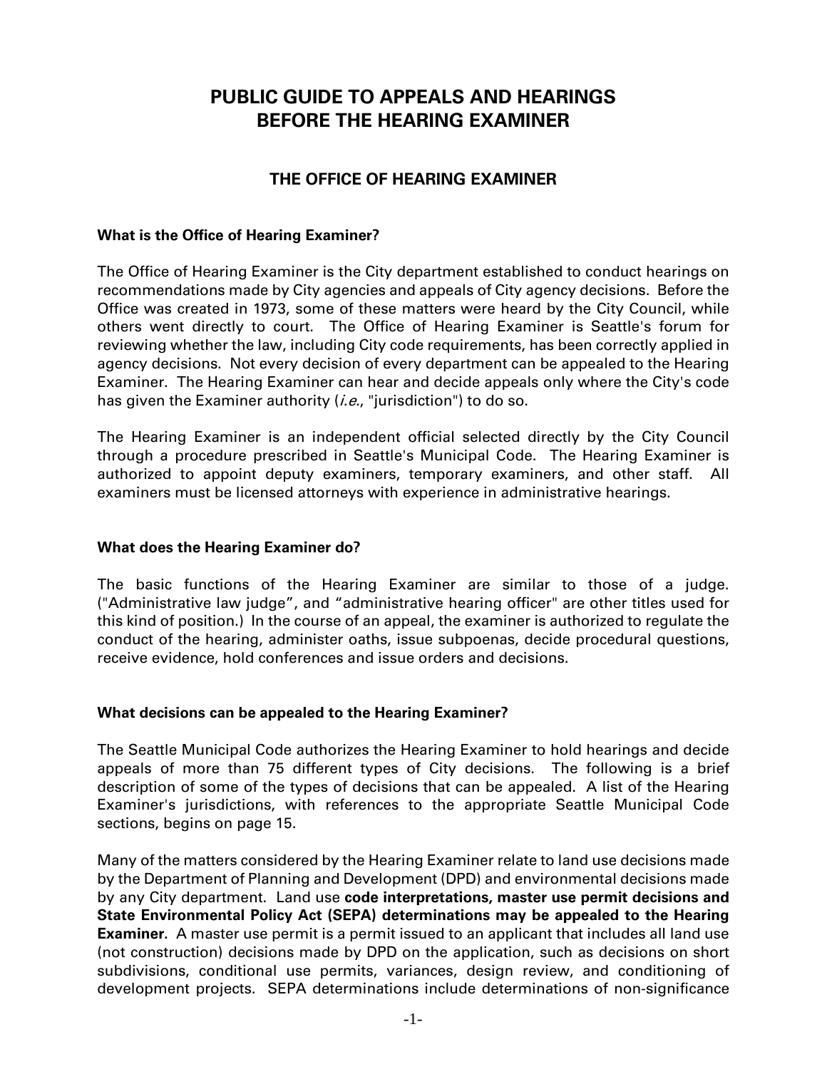# PUBLIC GUIDE TO APPEALS AND HEARINGS BEFORE THE HEARING EXAMINER

## THE OFFICE OF HEARING EXAMINER

### What is the Office of Hearing Examiner?

The Office of Hearing Examiner is the City department established to conduct hearings on recommendations made by City agencies and appeals of City agency decisions. Before the Office was created in 1973, some of these matters were heard by the City Council, while others went directly to court. The Office of Hearing Examiner is Seattle's forum for reviewing whether the law, including City code requirements, has been correctly applied in agency decisions. Not every decision of every department can be appealed to the Hearing Examiner. The Hearing Examiner can hear and decide appeals only where the City's code has given the Examiner authority (*i.e.*, "jurisdiction") to do so.

The Hearing Examiner is an independent official selected directly by the City Council through a procedure prescribed in Seattle's Municipal Code. The Hearing Examiner is authorized to appoint deputy examiners, temporary examiners, and other staff. All examiners must be licensed attorneys with experience in administrative hearings.

### What does the Hearing Examiner do?

The basic functions of the Hearing Examiner are similar to those of a judge. ("Administrative law judge", and "administrative hearing officer" are other titles used for this kind of position.) In the course of an appeal, the examiner is authorized to regulate the conduct of the hearing, administer oaths, issue subpoenas, decide procedural questions, receive evidence, hold conferences and issue orders and decisions.

### What decisions can be appealed to the Hearing Examiner?

The Seattle Municipal Code authorizes the Hearing Examiner to hold hearings and decide appeals of more than 75 different types of City decisions. The following is a brief description of some of the types of decisions that can be appealed. A list of the Hearing Examiner's jurisdictions, with references to the appropriate Seattle Municipal Code sections, begins on page 15.

Many of the matters considered by the Hearing Examiner relate to land use decisions made by the Department of Planning and Development (DPD) and environmental decisions made by any City department. Land use **code interpretations, master use permit decisions and State Environmental Policy Act (SEPA) determinations may be appealed to the Hearing Examiner.** A master use permit is a permit issued to an applicant that includes all land use (not construction) decisions made by DPD on the application, such as decisions on short subdivisions, conditional use permits, variances, design review, and conditioning of development projects. SEPA determinations include determinations of non-significance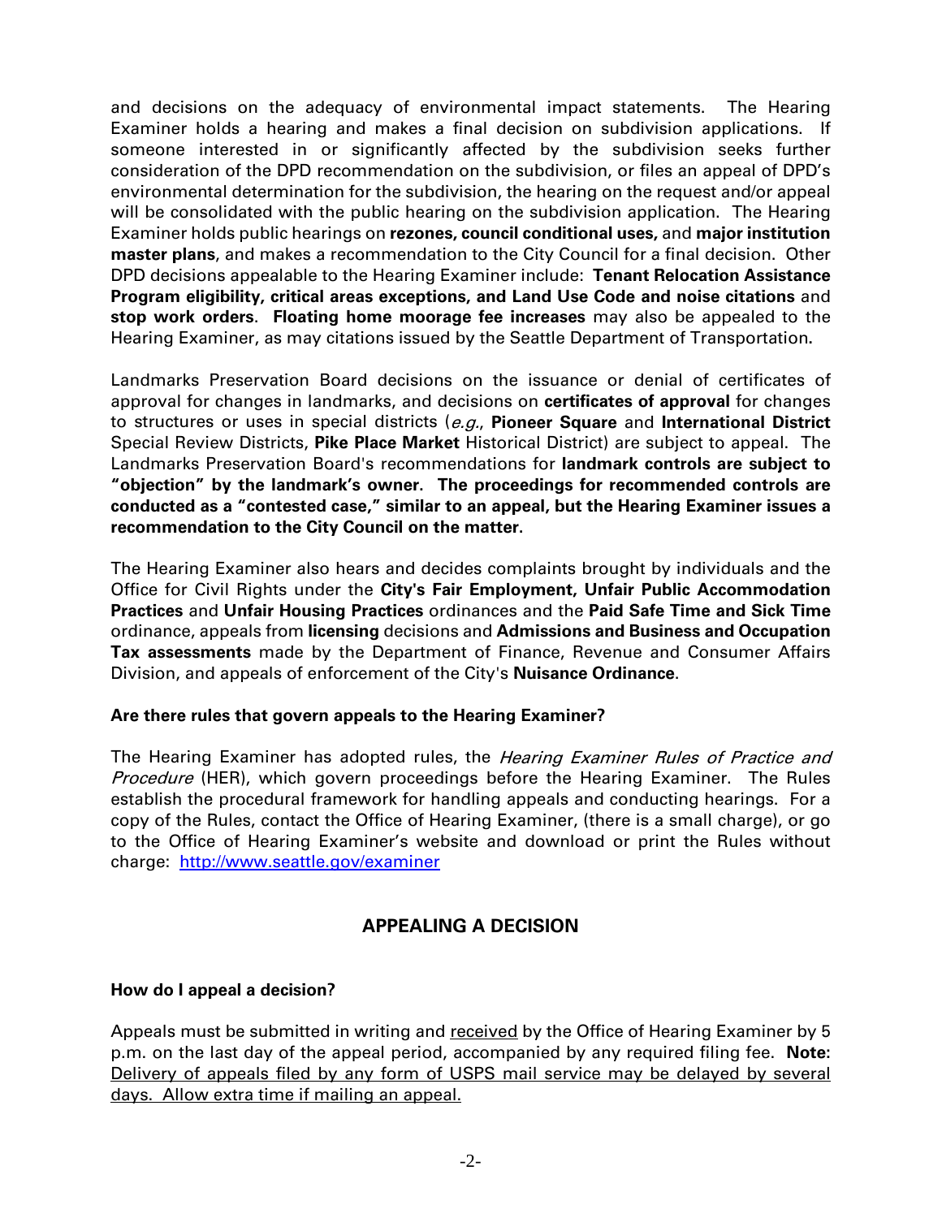and decisions on the adequacy of environmental impact statements. The Hearing Examiner holds a hearing and makes a final decision on subdivision applications. If someone interested in or significantly affected by the subdivision seeks further consideration of the DPD recommendation on the subdivision, or files an appeal of DPD's environmental determination for the subdivision, the hearing on the request and/or appeal will be consolidated with the public hearing on the subdivision application. The Hearing Examiner holds public hearings on **rezones, council conditional uses,** and **major institution master plans**, and makes a recommendation to the City Council for a final decision. Other DPD decisions appealable to the Hearing Examiner include: **Tenant Relocation Assistance Program eligibility, critical areas exceptions, and Land Use Code and noise citations** and **stop work orders**. **Floating home moorage fee increases** may also be appealed to the Hearing Examiner, as may citations issued by the Seattle Department of Transportation.

Landmarks Preservation Board decisions on the issuance or denial of certificates of approval for changes in landmarks, and decisions on **certificates of approval** for changes to structures or uses in special districts (*e.g.*, **Pioneer Square** and **International District** Special Review Districts, **Pike Place Market** Historical District) are subject to appeal. The Landmarks Preservation Board's recommendations for **landmark controls are subject to "objection" by the landmark's owner. The proceedings for recommended controls are conducted as a "contested case," similar to an appeal, but the Hearing Examiner issues a recommendation to the City Council on the matter.**

The Hearing Examiner also hears and decides complaints brought by individuals and the Office for Civil Rights under the **City's Fair Employment, Unfair Public Accommodation Practices** and **Unfair Housing Practices** ordinances and the **Paid Safe Time and Sick Time** ordinance, appeals from **licensing** decisions and **Admissions and Business and Occupation Tax assessments** made by the Department of Finance, Revenue and Consumer Affairs Division, and appeals of enforcement of the City's **Nuisance Ordinance**.

**Are there rules that govern appeals to the Hearing Examiner?**

The Hearing Examiner has adopted rules, the *Hearing Examiner Rules of Practice and Procedure* (HER), which govern proceedings before the Hearing Examiner. The Rules establish the procedural framework for handling appeals and conducting hearings. For a copy of the Rules, contact the Office of Hearing Examiner, (there is a small charge), or go to the Office of Hearing Examiner's website and download or print the Rules without charge: http://www.seattle.gov/examiner

## APPEALING A DECISION

**How do I appeal a decision?**

Appeals must be submitted in writing and received by the Office of Hearing Examiner by 5 p.m. on the last day of the appeal period, accompanied by any required filing fee. **Note:** Delivery of appeals filed by any form of USPS mail service may be delayed by several days. Allow extra time if mailing an appeal.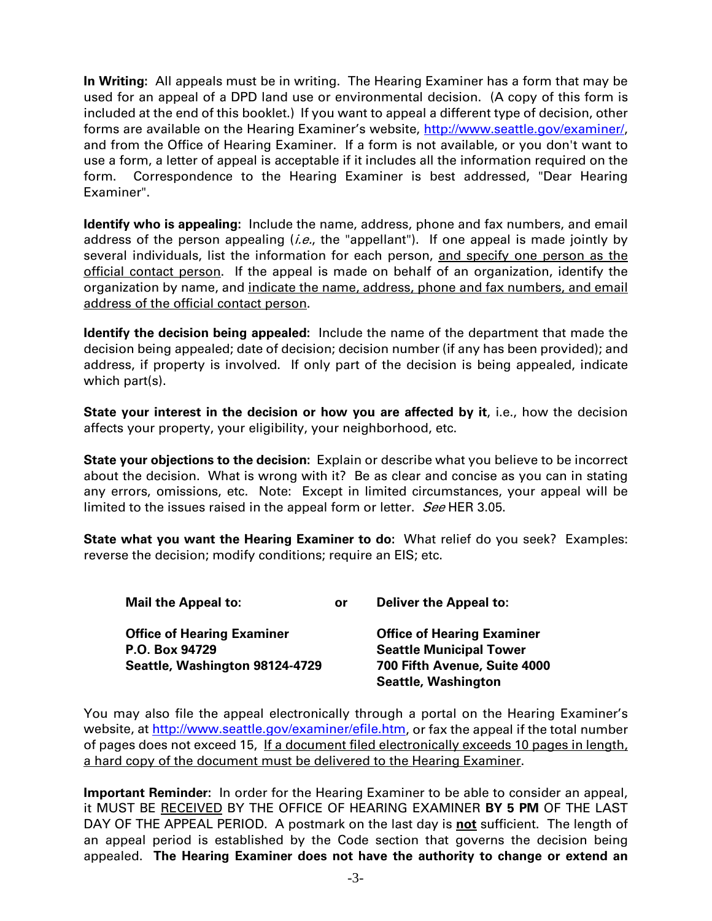**In Writing:** All appeals must be in writing. The Hearing Examiner has a form that may be used for an appeal of a DPD land use or environmental decision. (A copy of this form is included at the end of this booklet.) If you want to appeal a different type of decision, other forms are available on the Hearing Examiner's website, http://www.seattle.gov/examiner/, and from the Office of Hearing Examiner. If a form is not available, or you don't want to use a form, a letter of appeal is acceptable if it includes all the information required on the form. Correspondence to the Hearing Examiner is best addressed, "Dear Hearing Examiner".

**Identify who is appealing:** Include the name, address, phone and fax numbers, and email address of the person appealing (*i.e.*, the "appellant"). If one appeal is made jointly by several individuals, list the information for each person, and specify one person as the official contact person. If the appeal is made on behalf of an organization, identify the organization by name, and indicate the name, address, phone and fax numbers, and email address of the official contact person.

**Identify the decision being appealed:** Include the name of the department that made the decision being appealed; date of decision; decision number (if any has been provided); and address, if property is involved. If only part of the decision is being appealed, indicate which part(s).

**State your interest in the decision or how you are affected by it**, i.e., how the decision affects your property, your eligibility, your neighborhood, etc.

**State your objections to the decision:** Explain or describe what you believe to be incorrect about the decision. What is wrong with it? Be as clear and concise as you can in stating any errors, omissions, etc. Note: Except in limited circumstances, your appeal will be limited to the issues raised in the appeal form or letter. *See* HER 3.05.

**State what you want the Hearing Examiner to do:** What relief do you seek? Examples: reverse the decision; modify conditions; require an EIS; etc.

| **Mail the Appeal to:** | **or** | **Deliver the Appeal to:** |
|---|---|---|
| **Office of Hearing Examiner**<br>**P.O. Box 94729**<br>**Seattle, Washington 98124-4729** | | **Office of Hearing Examiner**<br>**Seattle Municipal Tower**<br>**700 Fifth Avenue, Suite 4000**<br>**Seattle, Washington** |

You may also file the appeal electronically through a portal on the Hearing Examiner's website, at http://www.seattle.gov/examiner/efile.htm, or fax the appeal if the total number of pages does not exceed 15, If a document filed electronically exceeds 10 pages in length, a hard copy of the document must be delivered to the Hearing Examiner.

**Important Reminder:** In order for the Hearing Examiner to be able to consider an appeal, it MUST BE RECEIVED BY THE OFFICE OF HEARING EXAMINER **BY 5 PM** OF THE LAST DAY OF THE APPEAL PERIOD. A postmark on the last day is **not** sufficient. The length of an appeal period is established by the Code section that governs the decision being appealed. **The Hearing Examiner does not have the authority to change or extend an**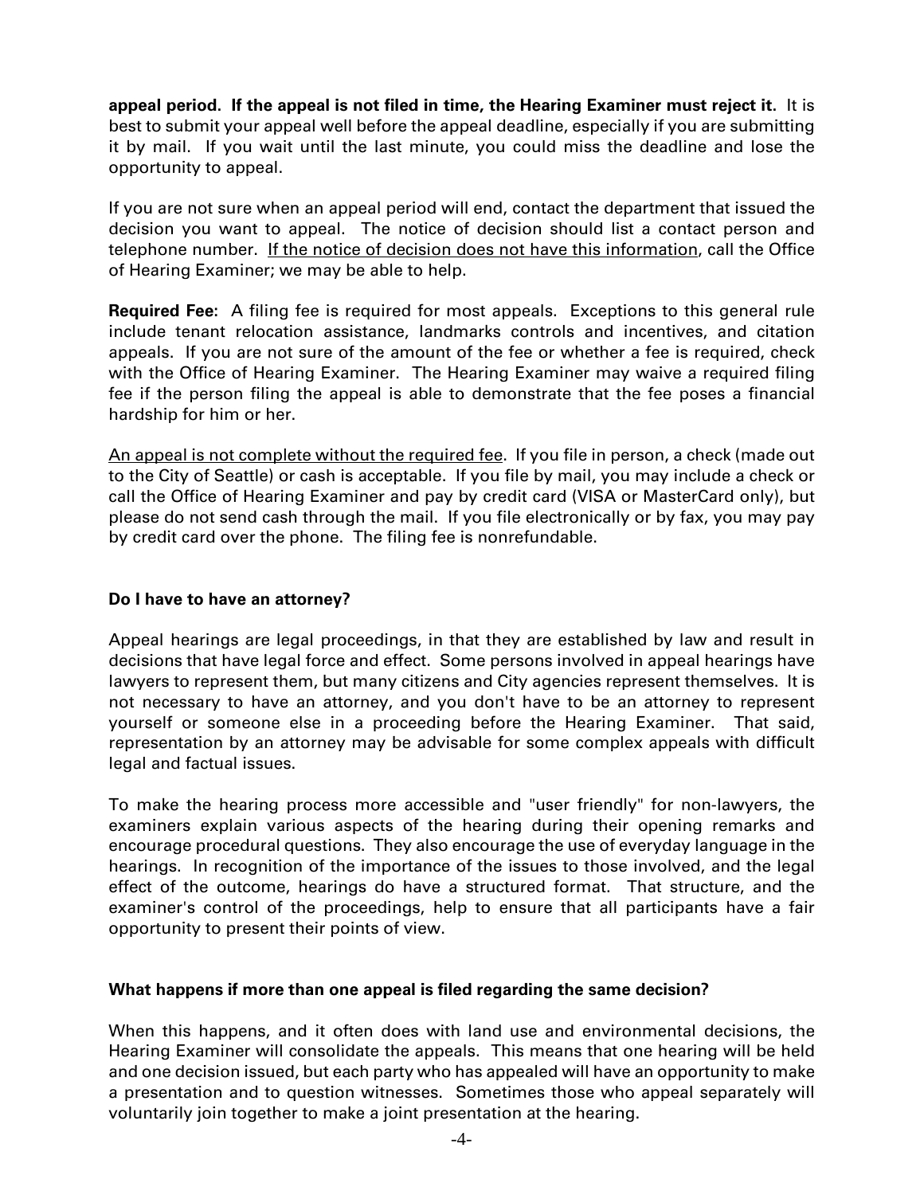**appeal period. If the appeal is not filed in time, the Hearing Examiner must reject it.** It is best to submit your appeal well before the appeal deadline, especially if you are submitting it by mail. If you wait until the last minute, you could miss the deadline and lose the opportunity to appeal.

If you are not sure when an appeal period will end, contact the department that issued the decision you want to appeal. The notice of decision should list a contact person and telephone number. If the notice of decision does not have this information, call the Office of Hearing Examiner; we may be able to help.

**Required Fee:** A filing fee is required for most appeals. Exceptions to this general rule include tenant relocation assistance, landmarks controls and incentives, and citation appeals. If you are not sure of the amount of the fee or whether a fee is required, check with the Office of Hearing Examiner. The Hearing Examiner may waive a required filing fee if the person filing the appeal is able to demonstrate that the fee poses a financial hardship for him or her.

An appeal is not complete without the required fee. If you file in person, a check (made out to the City of Seattle) or cash is acceptable. If you file by mail, you may include a check or call the Office of Hearing Examiner and pay by credit card (VISA or MasterCard only), but please do not send cash through the mail. If you file electronically or by fax, you may pay by credit card over the phone. The filing fee is nonrefundable.

**Do I have to have an attorney?**

Appeal hearings are legal proceedings, in that they are established by law and result in decisions that have legal force and effect. Some persons involved in appeal hearings have lawyers to represent them, but many citizens and City agencies represent themselves. It is not necessary to have an attorney, and you don't have to be an attorney to represent yourself or someone else in a proceeding before the Hearing Examiner. That said, representation by an attorney may be advisable for some complex appeals with difficult legal and factual issues.

To make the hearing process more accessible and "user friendly" for non-lawyers, the examiners explain various aspects of the hearing during their opening remarks and encourage procedural questions. They also encourage the use of everyday language in the hearings. In recognition of the importance of the issues to those involved, and the legal effect of the outcome, hearings do have a structured format. That structure, and the examiner's control of the proceedings, help to ensure that all participants have a fair opportunity to present their points of view.

**What happens if more than one appeal is filed regarding the same decision?**

When this happens, and it often does with land use and environmental decisions, the Hearing Examiner will consolidate the appeals. This means that one hearing will be held and one decision issued, but each party who has appealed will have an opportunity to make a presentation and to question witnesses. Sometimes those who appeal separately will voluntarily join together to make a joint presentation at the hearing.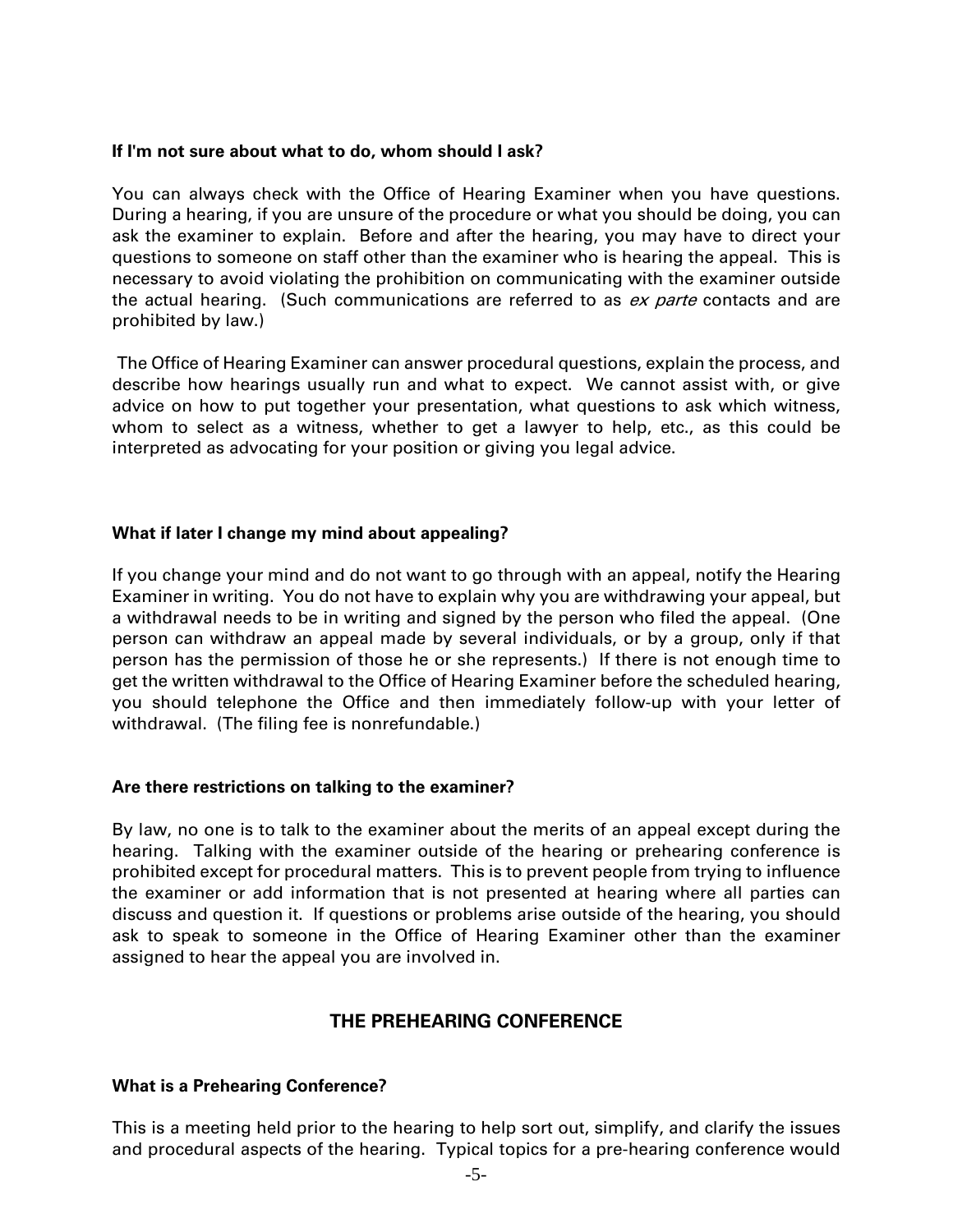**If I'm not sure about what to do, whom should I ask?**

You can always check with the Office of Hearing Examiner when you have questions. During a hearing, if you are unsure of the procedure or what you should be doing, you can ask the examiner to explain. Before and after the hearing, you may have to direct your questions to someone on staff other than the examiner who is hearing the appeal. This is necessary to avoid violating the prohibition on communicating with the examiner outside the actual hearing. (Such communications are referred to as *ex parte* contacts and are prohibited by law.)

The Office of Hearing Examiner can answer procedural questions, explain the process, and describe how hearings usually run and what to expect. We cannot assist with, or give advice on how to put together your presentation, what questions to ask which witness, whom to select as a witness, whether to get a lawyer to help, etc., as this could be interpreted as advocating for your position or giving you legal advice.

**What if later I change my mind about appealing?**

If you change your mind and do not want to go through with an appeal, notify the Hearing Examiner in writing. You do not have to explain why you are withdrawing your appeal, but a withdrawal needs to be in writing and signed by the person who filed the appeal. (One person can withdraw an appeal made by several individuals, or by a group, only if that person has the permission of those he or she represents.) If there is not enough time to get the written withdrawal to the Office of Hearing Examiner before the scheduled hearing, you should telephone the Office and then immediately follow-up with your letter of withdrawal. (The filing fee is nonrefundable.)

**Are there restrictions on talking to the examiner?**

By law, no one is to talk to the examiner about the merits of an appeal except during the hearing. Talking with the examiner outside of the hearing or prehearing conference is prohibited except for procedural matters. This is to prevent people from trying to influence the examiner or add information that is not presented at hearing where all parties can discuss and question it. If questions or problems arise outside of the hearing, you should ask to speak to someone in the Office of Hearing Examiner other than the examiner assigned to hear the appeal you are involved in.

## THE PREHEARING CONFERENCE

**What is a Prehearing Conference?**

This is a meeting held prior to the hearing to help sort out, simplify, and clarify the issues and procedural aspects of the hearing. Typical topics for a pre-hearing conference would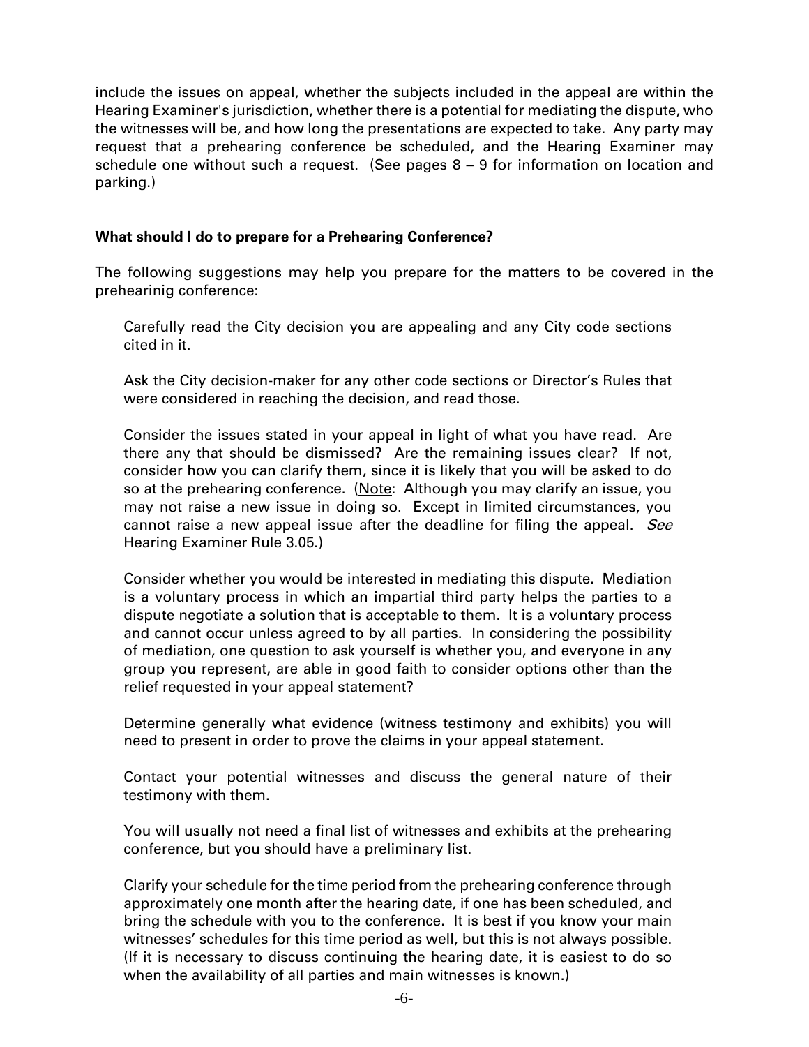include the issues on appeal, whether the subjects included in the appeal are within the Hearing Examiner's jurisdiction, whether there is a potential for mediating the dispute, who the witnesses will be, and how long the presentations are expected to take. Any party may request that a prehearing conference be scheduled, and the Hearing Examiner may schedule one without such a request. (See pages 8 – 9 for information on location and parking.)

**What should I do to prepare for a Prehearing Conference?**

The following suggestions may help you prepare for the matters to be covered in the prehearinig conference:

Carefully read the City decision you are appealing and any City code sections cited in it.

Ask the City decision-maker for any other code sections or Director's Rules that were considered in reaching the decision, and read those.

Consider the issues stated in your appeal in light of what you have read. Are there any that should be dismissed? Are the remaining issues clear? If not, consider how you can clarify them, since it is likely that you will be asked to do so at the prehearing conference. (Note: Although you may clarify an issue, you may not raise a new issue in doing so. Except in limited circumstances, you cannot raise a new appeal issue after the deadline for filing the appeal. *See* Hearing Examiner Rule 3.05.)

Consider whether you would be interested in mediating this dispute. Mediation is a voluntary process in which an impartial third party helps the parties to a dispute negotiate a solution that is acceptable to them. It is a voluntary process and cannot occur unless agreed to by all parties. In considering the possibility of mediation, one question to ask yourself is whether you, and everyone in any group you represent, are able in good faith to consider options other than the relief requested in your appeal statement?

Determine generally what evidence (witness testimony and exhibits) you will need to present in order to prove the claims in your appeal statement.

Contact your potential witnesses and discuss the general nature of their testimony with them.

You will usually not need a final list of witnesses and exhibits at the prehearing conference, but you should have a preliminary list.

Clarify your schedule for the time period from the prehearing conference through approximately one month after the hearing date, if one has been scheduled, and bring the schedule with you to the conference. It is best if you know your main witnesses' schedules for this time period as well, but this is not always possible. (If it is necessary to discuss continuing the hearing date, it is easiest to do so when the availability of all parties and main witnesses is known.)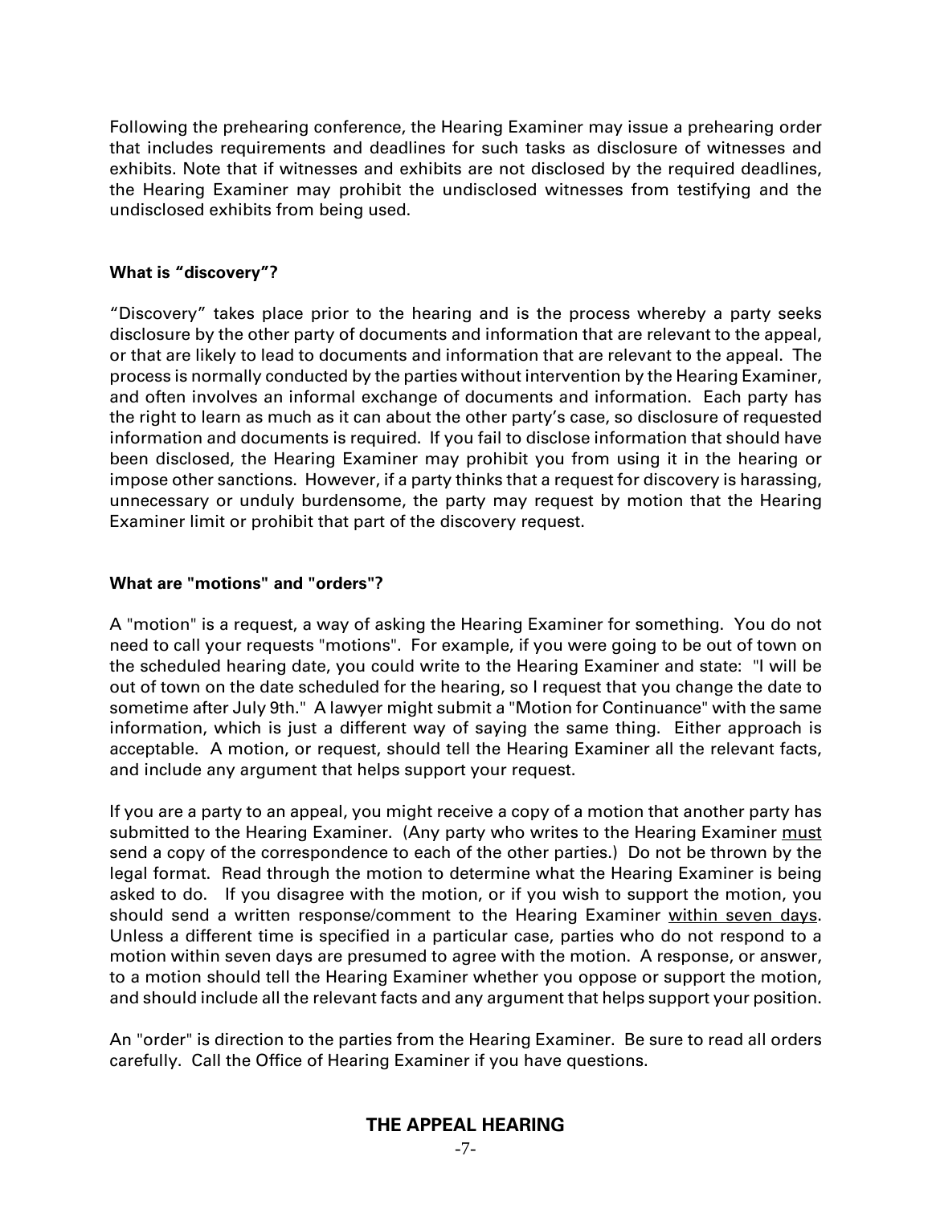Following the prehearing conference, the Hearing Examiner may issue a prehearing order that includes requirements and deadlines for such tasks as disclosure of witnesses and exhibits. Note that if witnesses and exhibits are not disclosed by the required deadlines, the Hearing Examiner may prohibit the undisclosed witnesses from testifying and the undisclosed exhibits from being used.

**What is "discovery"?**

"Discovery" takes place prior to the hearing and is the process whereby a party seeks disclosure by the other party of documents and information that are relevant to the appeal, or that are likely to lead to documents and information that are relevant to the appeal. The process is normally conducted by the parties without intervention by the Hearing Examiner, and often involves an informal exchange of documents and information. Each party has the right to learn as much as it can about the other party's case, so disclosure of requested information and documents is required. If you fail to disclose information that should have been disclosed, the Hearing Examiner may prohibit you from using it in the hearing or impose other sanctions. However, if a party thinks that a request for discovery is harassing, unnecessary or unduly burdensome, the party may request by motion that the Hearing Examiner limit or prohibit that part of the discovery request.

**What are "motions" and "orders"?**

A "motion" is a request, a way of asking the Hearing Examiner for something. You do not need to call your requests "motions". For example, if you were going to be out of town on the scheduled hearing date, you could write to the Hearing Examiner and state: "I will be out of town on the date scheduled for the hearing, so I request that you change the date to sometime after July 9th." A lawyer might submit a "Motion for Continuance" with the same information, which is just a different way of saying the same thing. Either approach is acceptable. A motion, or request, should tell the Hearing Examiner all the relevant facts, and include any argument that helps support your request.

If you are a party to an appeal, you might receive a copy of a motion that another party has submitted to the Hearing Examiner. (Any party who writes to the Hearing Examiner must send a copy of the correspondence to each of the other parties.) Do not be thrown by the legal format. Read through the motion to determine what the Hearing Examiner is being asked to do. If you disagree with the motion, or if you wish to support the motion, you should send a written response/comment to the Hearing Examiner within seven days. Unless a different time is specified in a particular case, parties who do not respond to a motion within seven days are presumed to agree with the motion. A response, or answer, to a motion should tell the Hearing Examiner whether you oppose or support the motion, and should include all the relevant facts and any argument that helps support your position.

An "order" is direction to the parties from the Hearing Examiner. Be sure to read all orders carefully. Call the Office of Hearing Examiner if you have questions.

## THE APPEAL HEARING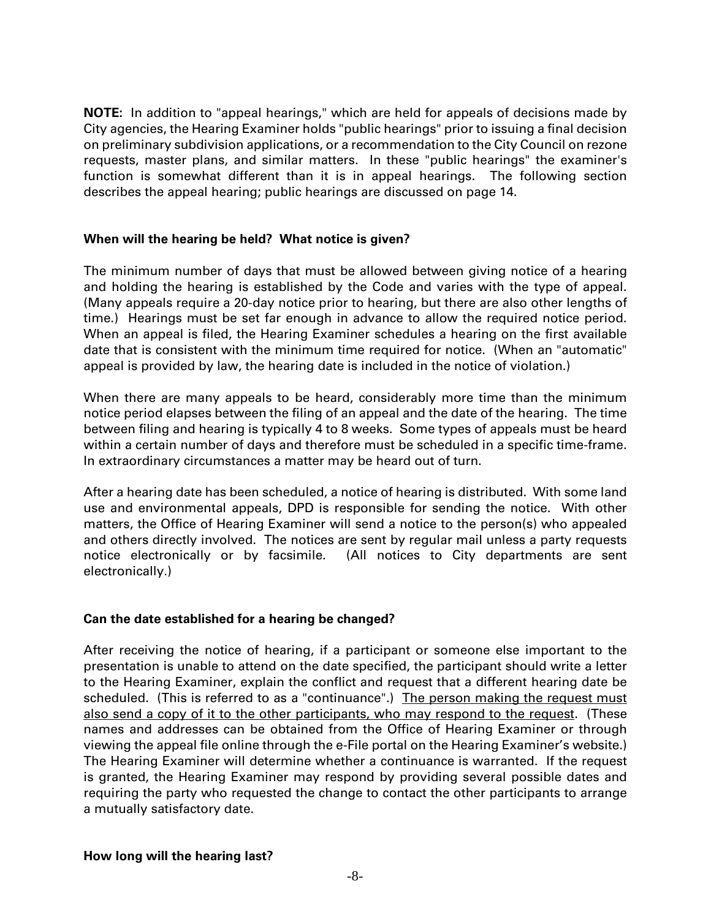**NOTE:** In addition to "appeal hearings," which are held for appeals of decisions made by City agencies, the Hearing Examiner holds "public hearings" prior to issuing a final decision on preliminary subdivision applications, or a recommendation to the City Council on rezone requests, master plans, and similar matters. In these "public hearings" the examiner's function is somewhat different than it is in appeal hearings. The following section describes the appeal hearing; public hearings are discussed on page 14.

**When will the hearing be held? What notice is given?**

The minimum number of days that must be allowed between giving notice of a hearing and holding the hearing is established by the Code and varies with the type of appeal. (Many appeals require a 20-day notice prior to hearing, but there are also other lengths of time.) Hearings must be set far enough in advance to allow the required notice period. When an appeal is filed, the Hearing Examiner schedules a hearing on the first available date that is consistent with the minimum time required for notice. (When an "automatic" appeal is provided by law, the hearing date is included in the notice of violation.)

When there are many appeals to be heard, considerably more time than the minimum notice period elapses between the filing of an appeal and the date of the hearing. The time between filing and hearing is typically 4 to 8 weeks. Some types of appeals must be heard within a certain number of days and therefore must be scheduled in a specific time-frame. In extraordinary circumstances a matter may be heard out of turn.

After a hearing date has been scheduled, a notice of hearing is distributed. With some land use and environmental appeals, DPD is responsible for sending the notice. With other matters, the Office of Hearing Examiner will send a notice to the person(s) who appealed and others directly involved. The notices are sent by regular mail unless a party requests notice electronically or by facsimile. (All notices to City departments are sent electronically.)

**Can the date established for a hearing be changed?**

After receiving the notice of hearing, if a participant or someone else important to the presentation is unable to attend on the date specified, the participant should write a letter to the Hearing Examiner, explain the conflict and request that a different hearing date be scheduled. (This is referred to as a "continuance".) <u>The person making the request must also send a copy of it to the other participants, who may respond to the request</u>. (These names and addresses can be obtained from the Office of Hearing Examiner or through viewing the appeal file online through the e-File portal on the Hearing Examiner's website.) The Hearing Examiner will determine whether a continuance is warranted. If the request is granted, the Hearing Examiner may respond by providing several possible dates and requiring the party who requested the change to contact the other participants to arrange a mutually satisfactory date.

**How long will the hearing last?**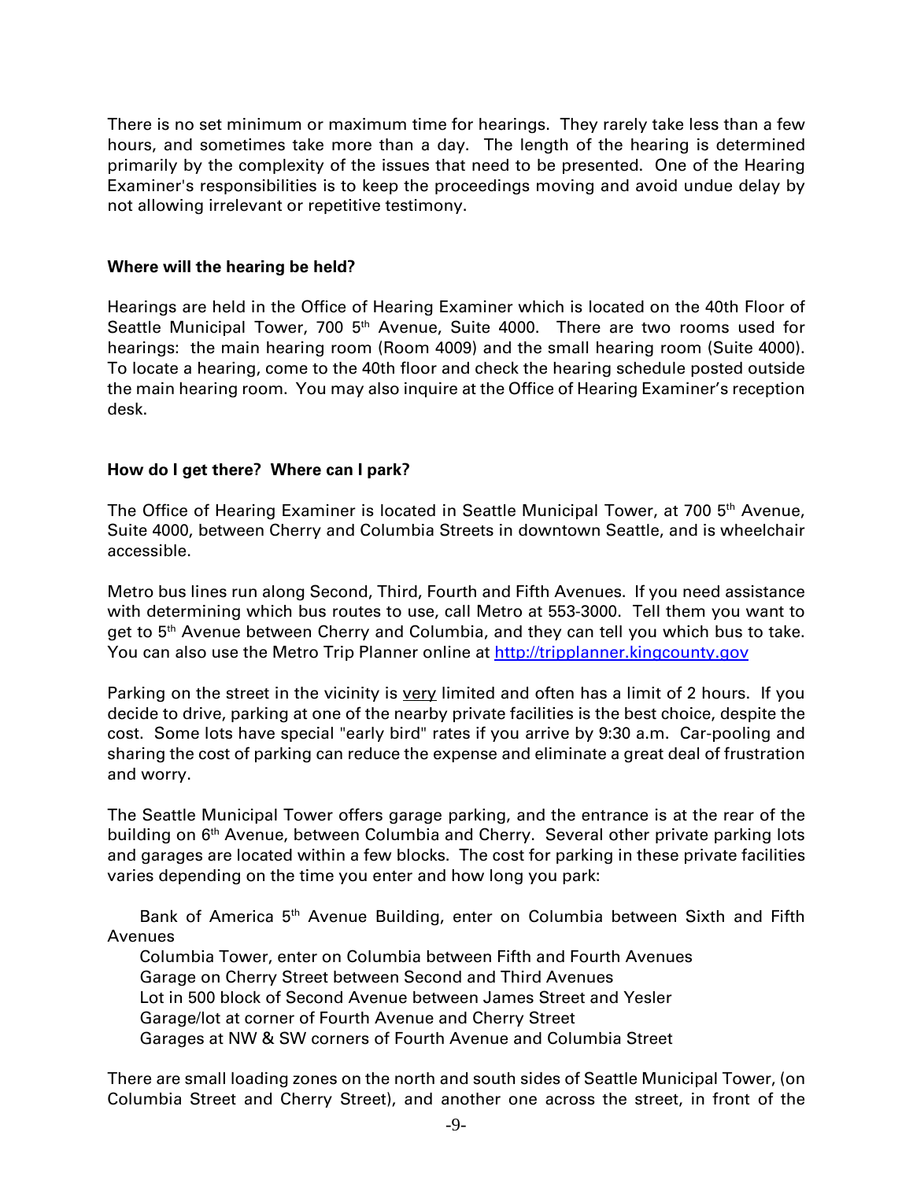There is no set minimum or maximum time for hearings. They rarely take less than a few hours, and sometimes take more than a day. The length of the hearing is determined primarily by the complexity of the issues that need to be presented. One of the Hearing Examiner's responsibilities is to keep the proceedings moving and avoid undue delay by not allowing irrelevant or repetitive testimony.

**Where will the hearing be held?**

Hearings are held in the Office of Hearing Examiner which is located on the 40th Floor of Seattle Municipal Tower, 700 5th Avenue, Suite 4000. There are two rooms used for hearings: the main hearing room (Room 4009) and the small hearing room (Suite 4000). To locate a hearing, come to the 40th floor and check the hearing schedule posted outside the main hearing room. You may also inquire at the Office of Hearing Examiner's reception desk.

**How do I get there? Where can I park?**

The Office of Hearing Examiner is located in Seattle Municipal Tower, at 700 5th Avenue, Suite 4000, between Cherry and Columbia Streets in downtown Seattle, and is wheelchair accessible.

Metro bus lines run along Second, Third, Fourth and Fifth Avenues. If you need assistance with determining which bus routes to use, call Metro at 553-3000. Tell them you want to get to 5th Avenue between Cherry and Columbia, and they can tell you which bus to take. You can also use the Metro Trip Planner online at [http://tripplanner.kingcounty.gov](http://tripplanner.kingcounty.gov)

Parking on the street in the vicinity is <u>very</u> limited and often has a limit of 2 hours. If you decide to drive, parking at one of the nearby private facilities is the best choice, despite the cost. Some lots have special "early bird" rates if you arrive by 9:30 a.m. Car-pooling and sharing the cost of parking can reduce the expense and eliminate a great deal of frustration and worry.

The Seattle Municipal Tower offers garage parking, and the entrance is at the rear of the building on 6th Avenue, between Columbia and Cherry. Several other private parking lots and garages are located within a few blocks. The cost for parking in these private facilities varies depending on the time you enter and how long you park:

Bank of America 5th Avenue Building, enter on Columbia between Sixth and Fifth Avenues
Columbia Tower, enter on Columbia between Fifth and Fourth Avenues
Garage on Cherry Street between Second and Third Avenues
Lot in 500 block of Second Avenue between James Street and Yesler
Garage/lot at corner of Fourth Avenue and Cherry Street
Garages at NW & SW corners of Fourth Avenue and Columbia Street

There are small loading zones on the north and south sides of Seattle Municipal Tower, (on Columbia Street and Cherry Street), and another one across the street, in front of the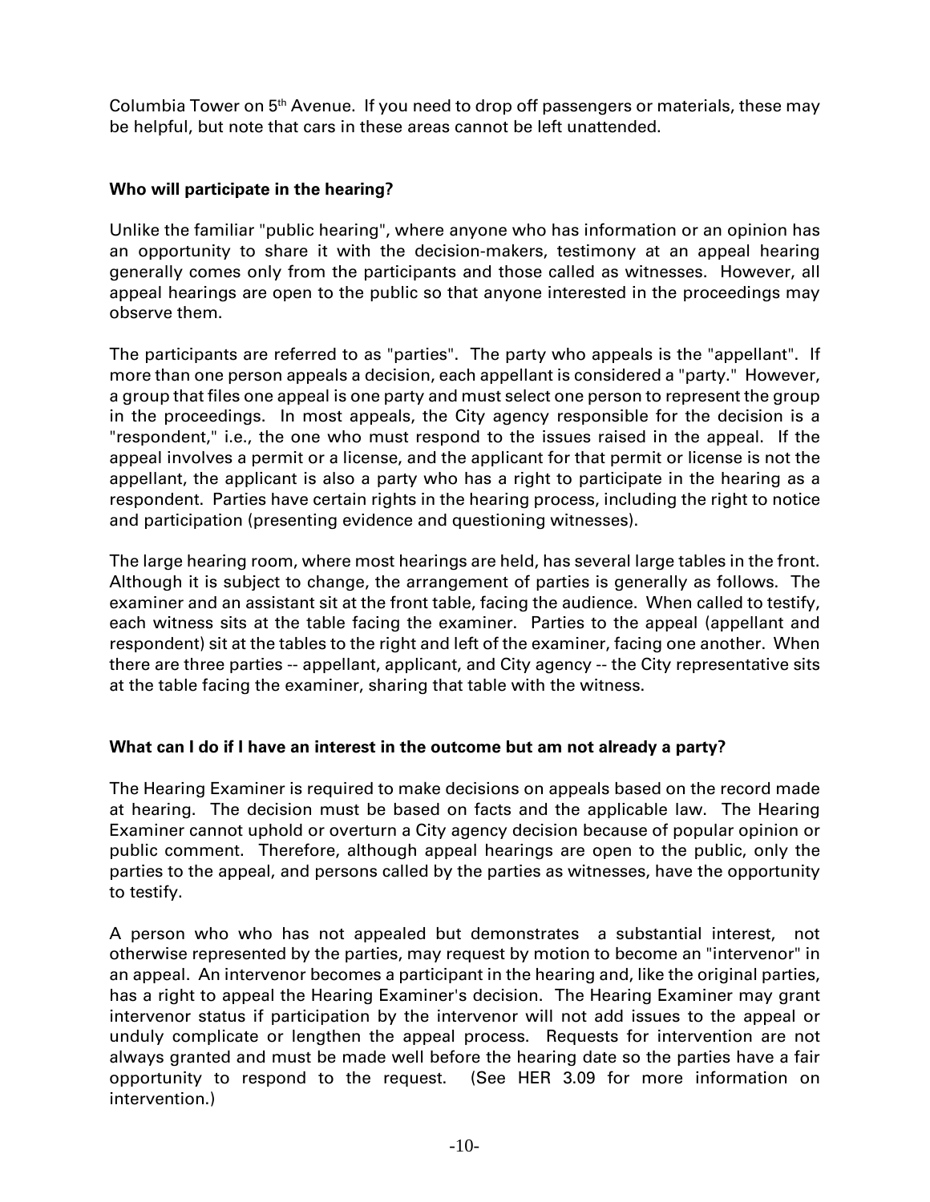Columbia Tower on 5th Avenue. If you need to drop off passengers or materials, these may be helpful, but note that cars in these areas cannot be left unattended.

**Who will participate in the hearing?**

Unlike the familiar "public hearing", where anyone who has information or an opinion has an opportunity to share it with the decision-makers, testimony at an appeal hearing generally comes only from the participants and those called as witnesses. However, all appeal hearings are open to the public so that anyone interested in the proceedings may observe them.

The participants are referred to as "parties". The party who appeals is the "appellant". If more than one person appeals a decision, each appellant is considered a "party." However, a group that files one appeal is one party and must select one person to represent the group in the proceedings. In most appeals, the City agency responsible for the decision is a "respondent," i.e., the one who must respond to the issues raised in the appeal. If the appeal involves a permit or a license, and the applicant for that permit or license is not the appellant, the applicant is also a party who has a right to participate in the hearing as a respondent. Parties have certain rights in the hearing process, including the right to notice and participation (presenting evidence and questioning witnesses).

The large hearing room, where most hearings are held, has several large tables in the front. Although it is subject to change, the arrangement of parties is generally as follows. The examiner and an assistant sit at the front table, facing the audience. When called to testify, each witness sits at the table facing the examiner. Parties to the appeal (appellant and respondent) sit at the tables to the right and left of the examiner, facing one another. When there are three parties -- appellant, applicant, and City agency -- the City representative sits at the table facing the examiner, sharing that table with the witness.

**What can I do if I have an interest in the outcome but am not already a party?**

The Hearing Examiner is required to make decisions on appeals based on the record made at hearing. The decision must be based on facts and the applicable law. The Hearing Examiner cannot uphold or overturn a City agency decision because of popular opinion or public comment. Therefore, although appeal hearings are open to the public, only the parties to the appeal, and persons called by the parties as witnesses, have the opportunity to testify.

A person who who has not appealed but demonstrates a substantial interest, not otherwise represented by the parties, may request by motion to become an "intervenor" in an appeal. An intervenor becomes a participant in the hearing and, like the original parties, has a right to appeal the Hearing Examiner's decision. The Hearing Examiner may grant intervenor status if participation by the intervenor will not add issues to the appeal or unduly complicate or lengthen the appeal process. Requests for intervention are not always granted and must be made well before the hearing date so the parties have a fair opportunity to respond to the request. (See HER 3.09 for more information on intervention.)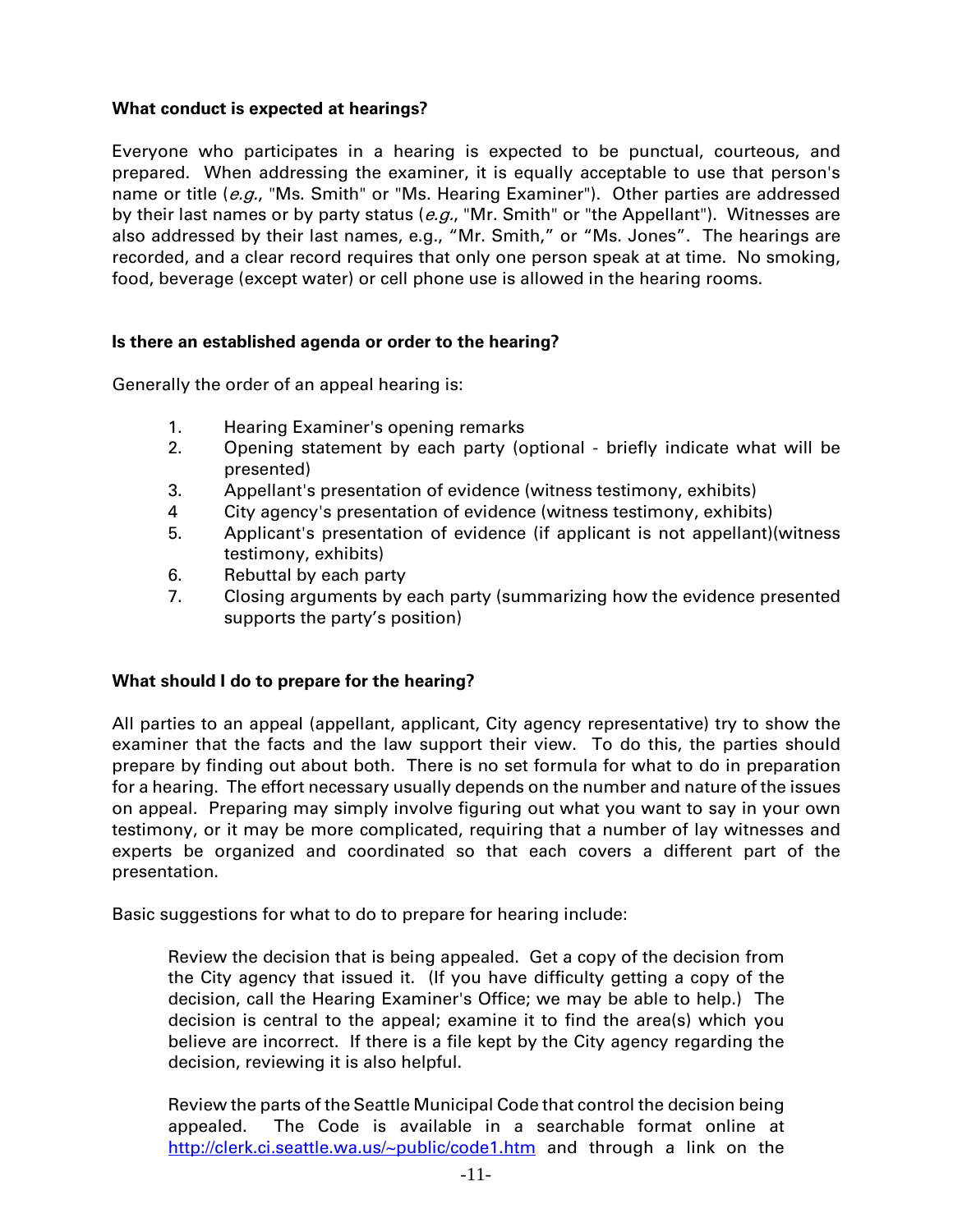**What conduct is expected at hearings?**

Everyone who participates in a hearing is expected to be punctual, courteous, and prepared. When addressing the examiner, it is equally acceptable to use that person's name or title (*e.g.*, "Ms. Smith" or "Ms. Hearing Examiner"). Other parties are addressed by their last names or by party status (*e.g.*, "Mr. Smith" or "the Appellant"). Witnesses are also addressed by their last names, e.g., "Mr. Smith," or "Ms. Jones". The hearings are recorded, and a clear record requires that only one person speak at at time. No smoking, food, beverage (except water) or cell phone use is allowed in the hearing rooms.

**Is there an established agenda or order to the hearing?**

Generally the order of an appeal hearing is:

1. Hearing Examiner's opening remarks
2. Opening statement by each party (optional - briefly indicate what will be presented)
3. Appellant's presentation of evidence (witness testimony, exhibits)
4. City agency's presentation of evidence (witness testimony, exhibits)
5. Applicant's presentation of evidence (if applicant is not appellant)(witness testimony, exhibits)
6. Rebuttal by each party
7. Closing arguments by each party (summarizing how the evidence presented supports the party's position)

**What should I do to prepare for the hearing?**

All parties to an appeal (appellant, applicant, City agency representative) try to show the examiner that the facts and the law support their view. To do this, the parties should prepare by finding out about both. There is no set formula for what to do in preparation for a hearing. The effort necessary usually depends on the number and nature of the issues on appeal. Preparing may simply involve figuring out what you want to say in your own testimony, or it may be more complicated, requiring that a number of lay witnesses and experts be organized and coordinated so that each covers a different part of the presentation.

Basic suggestions for what to do to prepare for hearing include:

> Review the decision that is being appealed. Get a copy of the decision from the City agency that issued it. (If you have difficulty getting a copy of the decision, call the Hearing Examiner's Office; we may be able to help.) The decision is central to the appeal; examine it to find the area(s) which you believe are incorrect. If there is a file kept by the City agency regarding the decision, reviewing it is also helpful.
>
> Review the parts of the Seattle Municipal Code that control the decision being appealed. The Code is available in a searchable format online at http://clerk.ci.seattle.wa.us/~public/code1.htm and through a link on the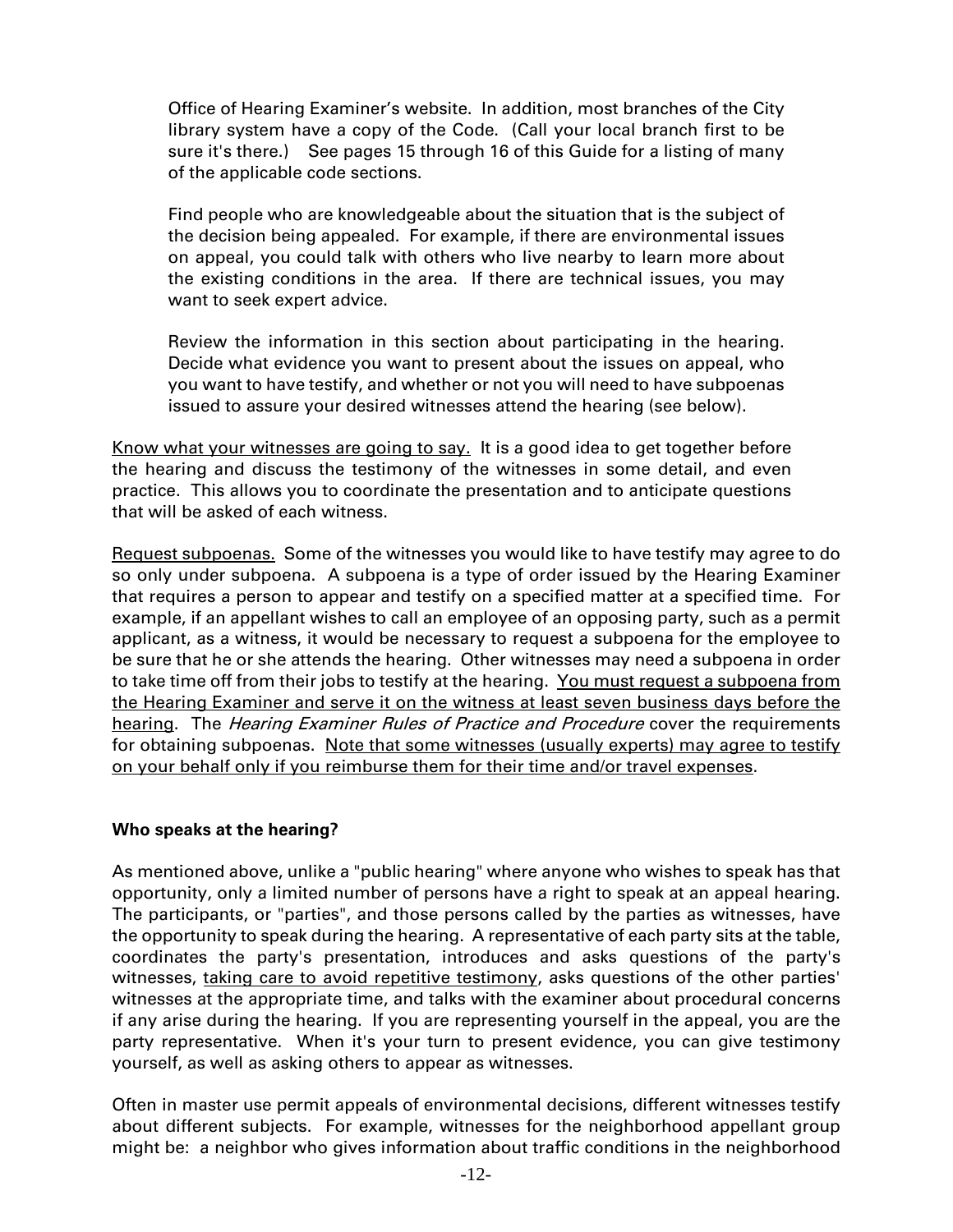Office of Hearing Examiner's website. In addition, most branches of the City library system have a copy of the Code. (Call your local branch first to be sure it's there.) See pages 15 through 16 of this Guide for a listing of many of the applicable code sections.

Find people who are knowledgeable about the situation that is the subject of the decision being appealed. For example, if there are environmental issues on appeal, you could talk with others who live nearby to learn more about the existing conditions in the area. If there are technical issues, you may want to seek expert advice.

Review the information in this section about participating in the hearing. Decide what evidence you want to present about the issues on appeal, who you want to have testify, and whether or not you will need to have subpoenas issued to assure your desired witnesses attend the hearing (see below).

<u>Know what your witnesses are going to say.</u> It is a good idea to get together before the hearing and discuss the testimony of the witnesses in some detail, and even practice. This allows you to coordinate the presentation and to anticipate questions that will be asked of each witness.

<u>Request subpoenas.</u> Some of the witnesses you would like to have testify may agree to do so only under subpoena. A subpoena is a type of order issued by the Hearing Examiner that requires a person to appear and testify on a specified matter at a specified time. For example, if an appellant wishes to call an employee of an opposing party, such as a permit applicant, as a witness, it would be necessary to request a subpoena for the employee to be sure that he or she attends the hearing. Other witnesses may need a subpoena in order to take time off from their jobs to testify at the hearing. <u>You must request a subpoena from the Hearing Examiner and serve it on the witness at least seven business days before the hearing</u>. The *Hearing Examiner Rules of Practice and Procedure* cover the requirements for obtaining subpoenas. <u>Note that some witnesses (usually experts) may agree to testify on your behalf only if you reimburse them for their time and/or travel expenses</u>.

**Who speaks at the hearing?**

As mentioned above, unlike a "public hearing" where anyone who wishes to speak has that opportunity, only a limited number of persons have a right to speak at an appeal hearing. The participants, or "parties", and those persons called by the parties as witnesses, have the opportunity to speak during the hearing. A representative of each party sits at the table, coordinates the party's presentation, introduces and asks questions of the party's witnesses, <u>taking care to avoid repetitive testimony</u>, asks questions of the other parties' witnesses at the appropriate time, and talks with the examiner about procedural concerns if any arise during the hearing. If you are representing yourself in the appeal, you are the party representative. When it's your turn to present evidence, you can give testimony yourself, as well as asking others to appear as witnesses.

Often in master use permit appeals of environmental decisions, different witnesses testify about different subjects. For example, witnesses for the neighborhood appellant group might be: a neighbor who gives information about traffic conditions in the neighborhood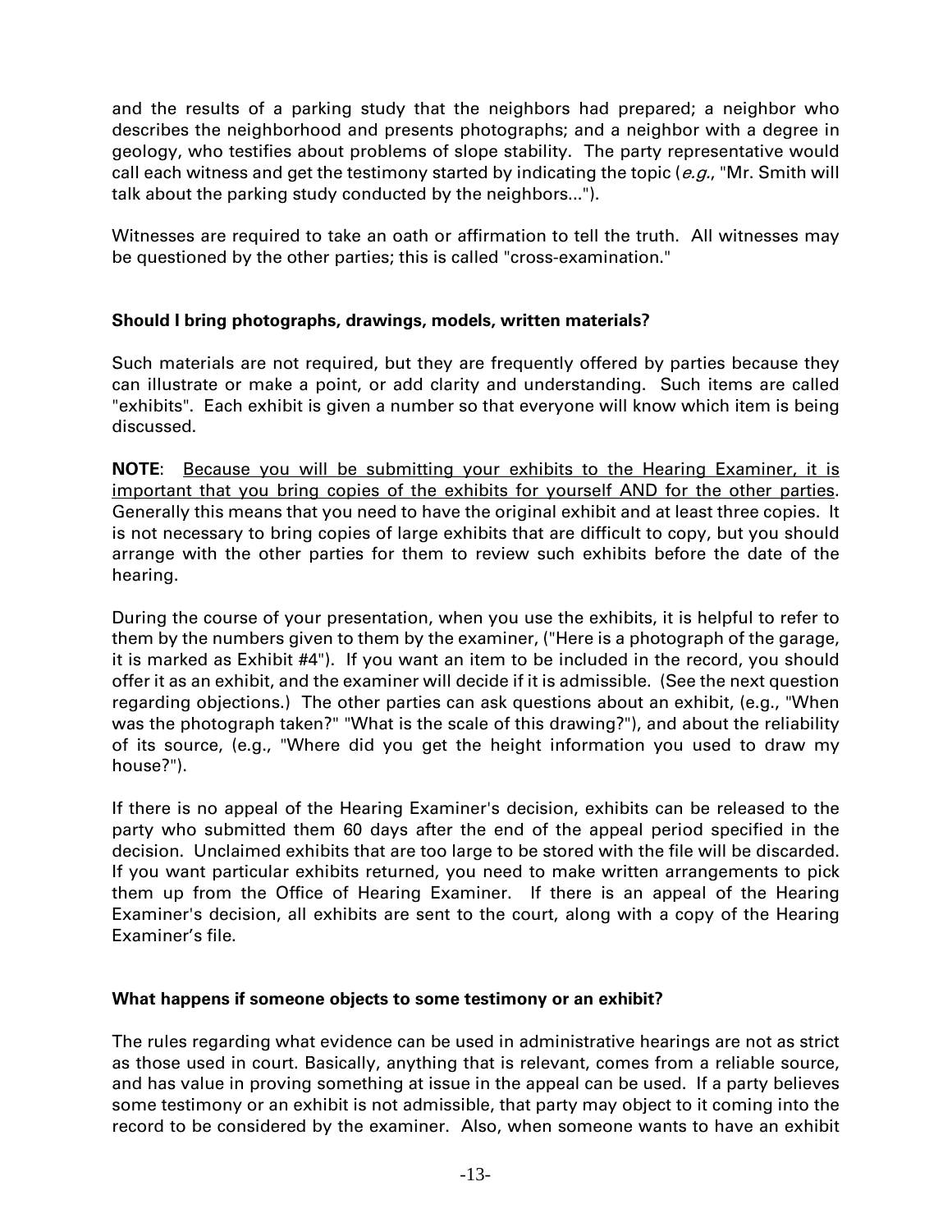and the results of a parking study that the neighbors had prepared; a neighbor who describes the neighborhood and presents photographs; and a neighbor with a degree in geology, who testifies about problems of slope stability. The party representative would call each witness and get the testimony started by indicating the topic (*e.g.*, "Mr. Smith will talk about the parking study conducted by the neighbors...").

Witnesses are required to take an oath or affirmation to tell the truth. All witnesses may be questioned by the other parties; this is called "cross-examination."

**Should I bring photographs, drawings, models, written materials?**

Such materials are not required, but they are frequently offered by parties because they can illustrate or make a point, or add clarity and understanding. Such items are called "exhibits". Each exhibit is given a number so that everyone will know which item is being discussed.

**NOTE**: Because you will be submitting your exhibits to the Hearing Examiner, it is important that you bring copies of the exhibits for yourself AND for the other parties. Generally this means that you need to have the original exhibit and at least three copies. It is not necessary to bring copies of large exhibits that are difficult to copy, but you should arrange with the other parties for them to review such exhibits before the date of the hearing.

During the course of your presentation, when you use the exhibits, it is helpful to refer to them by the numbers given to them by the examiner, ("Here is a photograph of the garage, it is marked as Exhibit #4"). If you want an item to be included in the record, you should offer it as an exhibit, and the examiner will decide if it is admissible. (See the next question regarding objections.) The other parties can ask questions about an exhibit, (e.g., "When was the photograph taken?" "What is the scale of this drawing?"), and about the reliability of its source, (e.g., "Where did you get the height information you used to draw my house?").

If there is no appeal of the Hearing Examiner's decision, exhibits can be released to the party who submitted them 60 days after the end of the appeal period specified in the decision. Unclaimed exhibits that are too large to be stored with the file will be discarded. If you want particular exhibits returned, you need to make written arrangements to pick them up from the Office of Hearing Examiner. If there is an appeal of the Hearing Examiner's decision, all exhibits are sent to the court, along with a copy of the Hearing Examiner's file.

**What happens if someone objects to some testimony or an exhibit?**

The rules regarding what evidence can be used in administrative hearings are not as strict as those used in court. Basically, anything that is relevant, comes from a reliable source, and has value in proving something at issue in the appeal can be used. If a party believes some testimony or an exhibit is not admissible, that party may object to it coming into the record to be considered by the examiner. Also, when someone wants to have an exhibit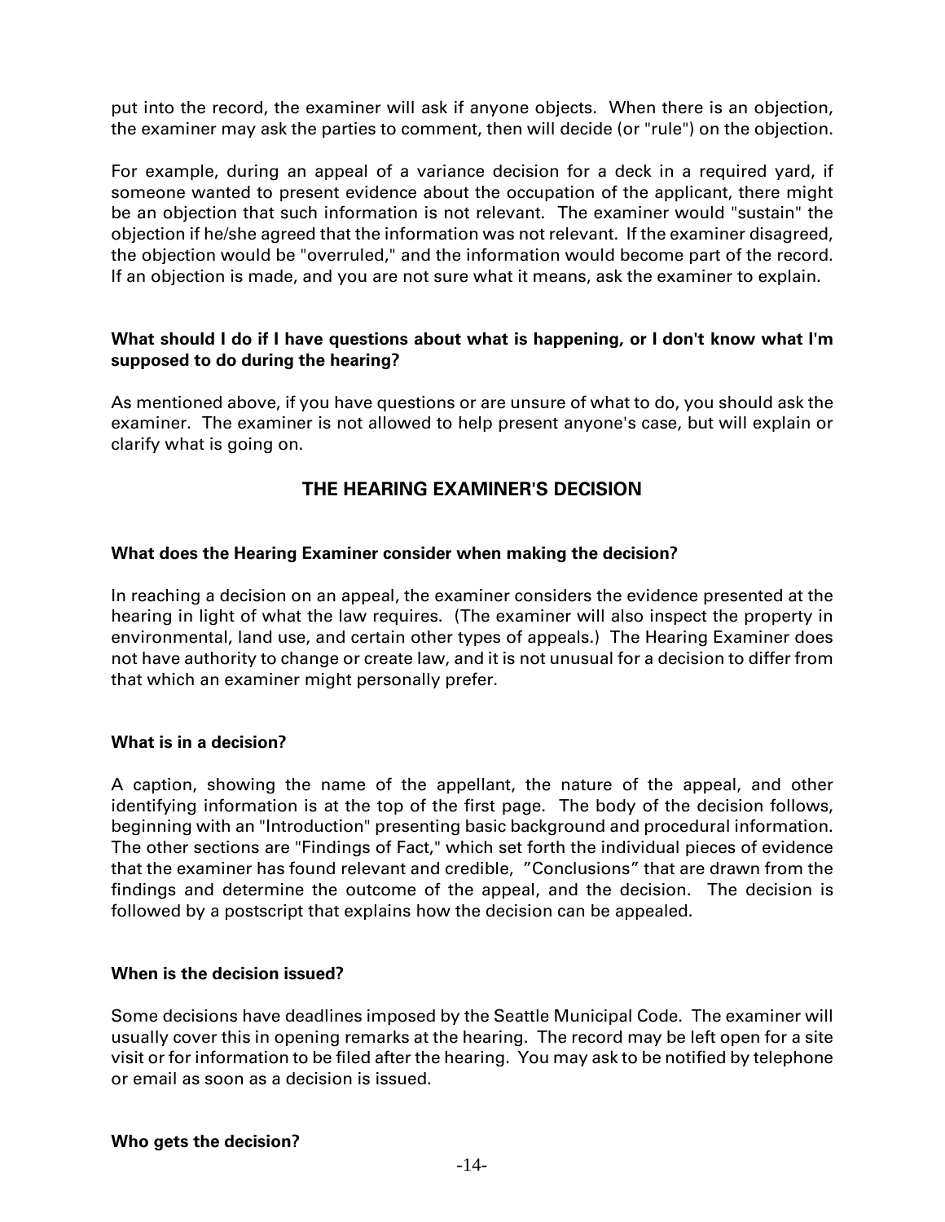put into the record, the examiner will ask if anyone objects. When there is an objection, the examiner may ask the parties to comment, then will decide (or "rule") on the objection.

For example, during an appeal of a variance decision for a deck in a required yard, if someone wanted to present evidence about the occupation of the applicant, there might be an objection that such information is not relevant. The examiner would "sustain" the objection if he/she agreed that the information was not relevant. If the examiner disagreed, the objection would be "overruled," and the information would become part of the record. If an objection is made, and you are not sure what it means, ask the examiner to explain.

**What should I do if I have questions about what is happening, or I don't know what I'm supposed to do during the hearing?**

As mentioned above, if you have questions or are unsure of what to do, you should ask the examiner. The examiner is not allowed to help present anyone's case, but will explain or clarify what is going on.

## THE HEARING EXAMINER'S DECISION

**What does the Hearing Examiner consider when making the decision?**

In reaching a decision on an appeal, the examiner considers the evidence presented at the hearing in light of what the law requires. (The examiner will also inspect the property in environmental, land use, and certain other types of appeals.) The Hearing Examiner does not have authority to change or create law, and it is not unusual for a decision to differ from that which an examiner might personally prefer.

**What is in a decision?**

A caption, showing the name of the appellant, the nature of the appeal, and other identifying information is at the top of the first page. The body of the decision follows, beginning with an "Introduction" presenting basic background and procedural information. The other sections are "Findings of Fact," which set forth the individual pieces of evidence that the examiner has found relevant and credible, "Conclusions" that are drawn from the findings and determine the outcome of the appeal, and the decision. The decision is followed by a postscript that explains how the decision can be appealed.

**When is the decision issued?**

Some decisions have deadlines imposed by the Seattle Municipal Code. The examiner will usually cover this in opening remarks at the hearing. The record may be left open for a site visit or for information to be filed after the hearing. You may ask to be notified by telephone or email as soon as a decision is issued.

**Who gets the decision?**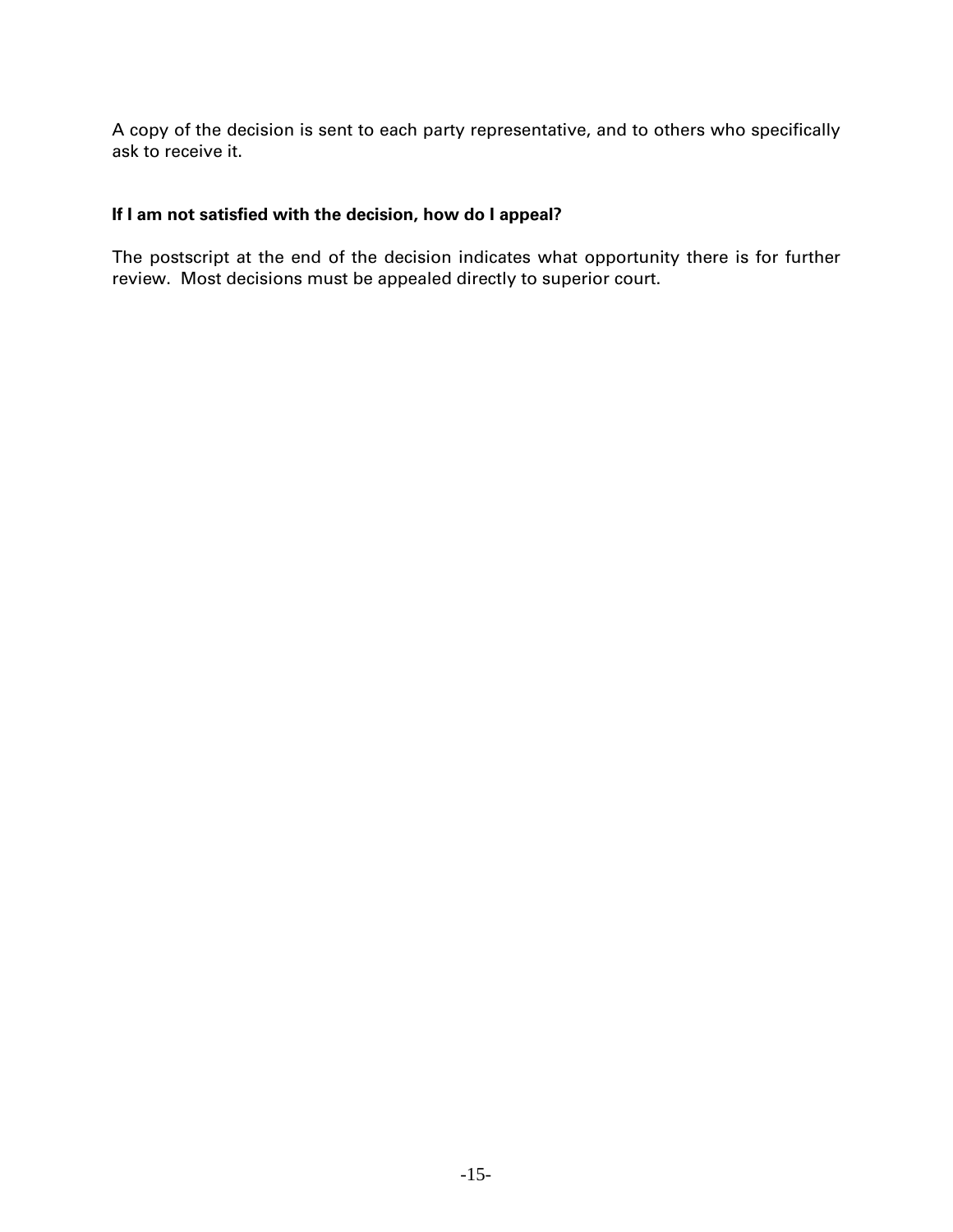A copy of the decision is sent to each party representative, and to others who specifically ask to receive it.

**If I am not satisfied with the decision, how do I appeal?**

The postscript at the end of the decision indicates what opportunity there is for further review. Most decisions must be appealed directly to superior court.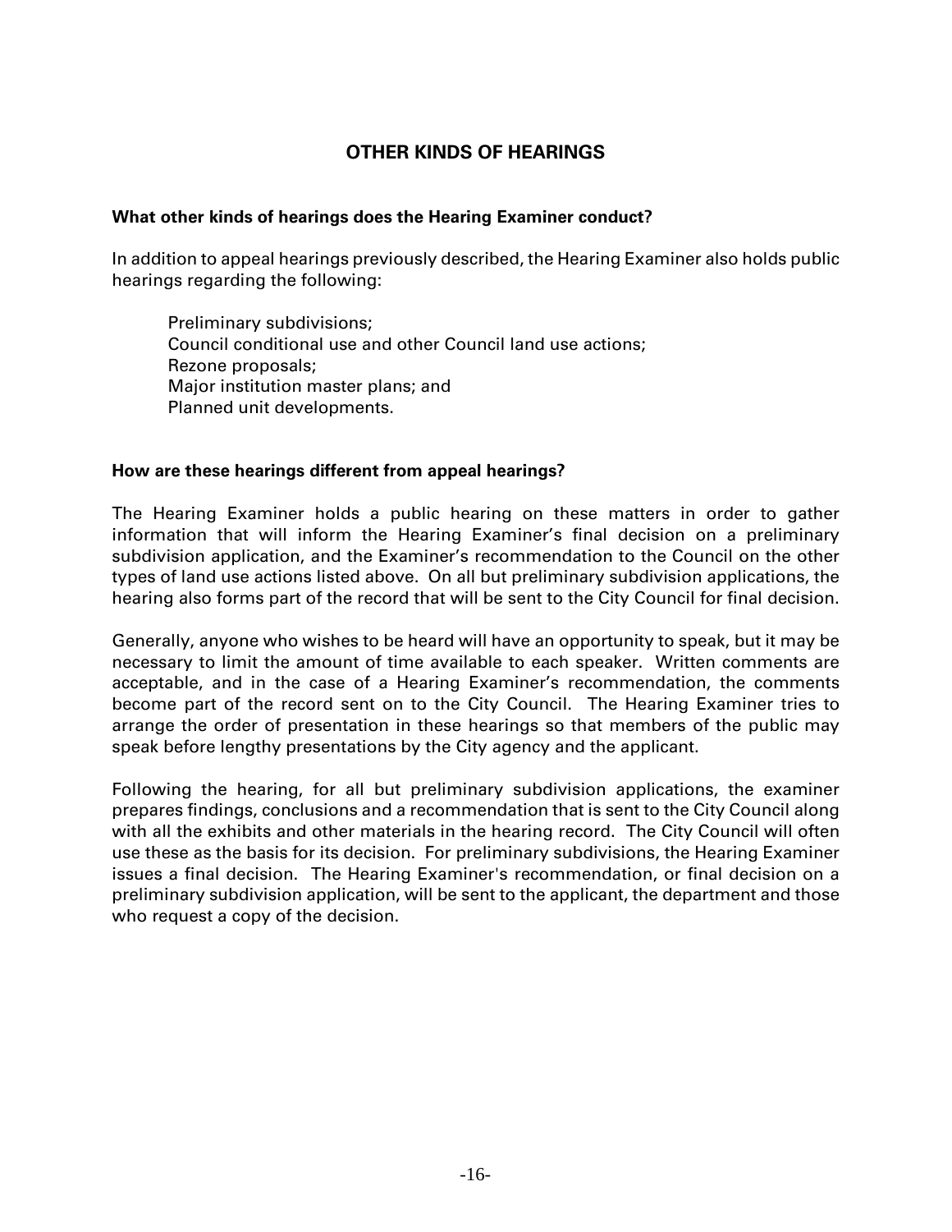# OTHER KINDS OF HEARINGS

**What other kinds of hearings does the Hearing Examiner conduct?**

In addition to appeal hearings previously described, the Hearing Examiner also holds public hearings regarding the following:

- Preliminary subdivisions;
- Council conditional use and other Council land use actions;
- Rezone proposals;
- Major institution master plans; and
- Planned unit developments.

**How are these hearings different from appeal hearings?**

The Hearing Examiner holds a public hearing on these matters in order to gather information that will inform the Hearing Examiner's final decision on a preliminary subdivision application, and the Examiner's recommendation to the Council on the other types of land use actions listed above. On all but preliminary subdivision applications, the hearing also forms part of the record that will be sent to the City Council for final decision.

Generally, anyone who wishes to be heard will have an opportunity to speak, but it may be necessary to limit the amount of time available to each speaker. Written comments are acceptable, and in the case of a Hearing Examiner's recommendation, the comments become part of the record sent on to the City Council. The Hearing Examiner tries to arrange the order of presentation in these hearings so that members of the public may speak before lengthy presentations by the City agency and the applicant.

Following the hearing, for all but preliminary subdivision applications, the examiner prepares findings, conclusions and a recommendation that is sent to the City Council along with all the exhibits and other materials in the hearing record. The City Council will often use these as the basis for its decision. For preliminary subdivisions, the Hearing Examiner issues a final decision. The Hearing Examiner's recommendation, or final decision on a preliminary subdivision application, will be sent to the applicant, the department and those who request a copy of the decision.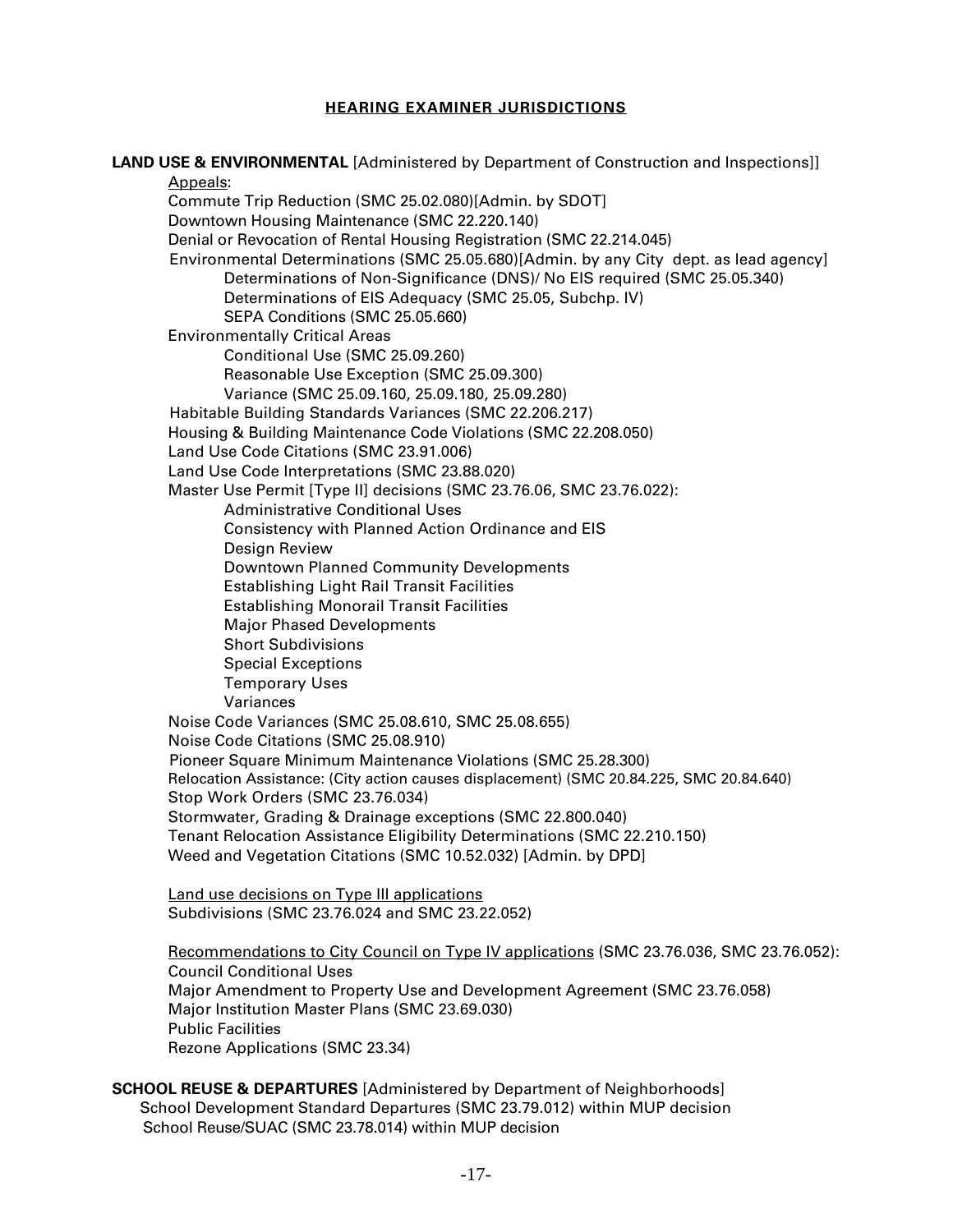## HEARING EXAMINER JURISDICTIONS

**LAND USE & ENVIRONMENTAL** [Administered by Department of Construction and Inspections]]

Appeals:

- Commute Trip Reduction (SMC 25.02.080)[Admin. by SDOT]
- Downtown Housing Maintenance (SMC 22.220.140)
- Denial or Revocation of Rental Housing Registration (SMC 22.214.045)
- Environmental Determinations (SMC 25.05.680)[Admin. by any City dept. as lead agency]
  - Determinations of Non-Significance (DNS)/ No EIS required (SMC 25.05.340)
  - Determinations of EIS Adequacy (SMC 25.05, Subchp. IV)
  - SEPA Conditions (SMC 25.05.660)
- Environmentally Critical Areas
  - Conditional Use (SMC 25.09.260)
  - Reasonable Use Exception (SMC 25.09.300)
  - Variance (SMC 25.09.160, 25.09.180, 25.09.280)
- Habitable Building Standards Variances (SMC 22.206.217)
- Housing & Building Maintenance Code Violations (SMC 22.208.050)
- Land Use Code Citations (SMC 23.91.006)
- Land Use Code Interpretations (SMC 23.88.020)
- Master Use Permit [Type II] decisions (SMC 23.76.06, SMC 23.76.022):
  - Administrative Conditional Uses
  - Consistency with Planned Action Ordinance and EIS
  - Design Review
  - Downtown Planned Community Developments
  - Establishing Light Rail Transit Facilities
  - Establishing Monorail Transit Facilities
  - Major Phased Developments
  - Short Subdivisions
  - Special Exceptions
  - Temporary Uses
  - Variances
- Noise Code Variances (SMC 25.08.610, SMC 25.08.655)
- Noise Code Citations (SMC 25.08.910)
- Pioneer Square Minimum Maintenance Violations (SMC 25.28.300)
- Relocation Assistance: (City action causes displacement) (SMC 20.84.225, SMC 20.84.640)
- Stop Work Orders (SMC 23.76.034)
- Stormwater, Grading & Drainage exceptions (SMC 22.800.040)
- Tenant Relocation Assistance Eligibility Determinations (SMC 22.210.150)
- Weed and Vegetation Citations (SMC 10.52.032) [Admin. by DPD]

Land use decisions on Type III applications

- Subdivisions (SMC 23.76.024 and SMC 23.22.052)

Recommendations to City Council on Type IV applications (SMC 23.76.036, SMC 23.76.052):

- Council Conditional Uses
- Major Amendment to Property Use and Development Agreement (SMC 23.76.058)
- Major Institution Master Plans (SMC 23.69.030)
- Public Facilities
- Rezone Applications (SMC 23.34)

**SCHOOL REUSE & DEPARTURES** [Administered by Department of Neighborhoods]

- School Development Standard Departures (SMC 23.79.012) within MUP decision
- School Reuse/SUAC (SMC 23.78.014) within MUP decision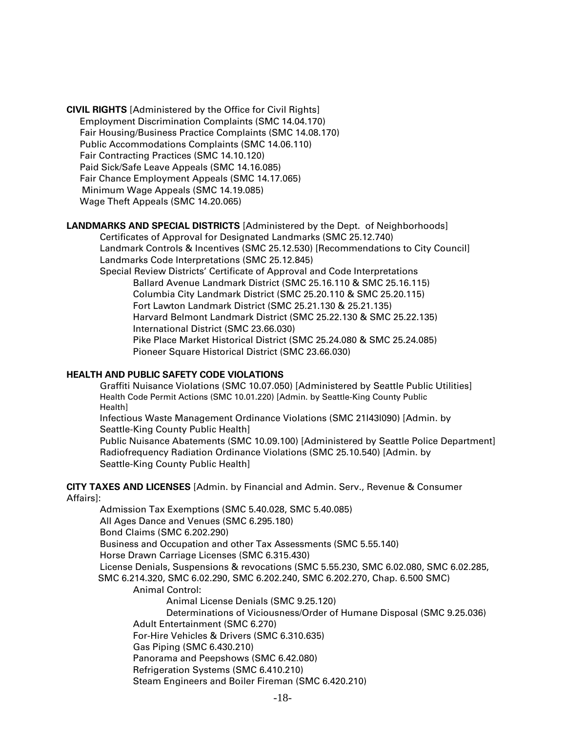**CIVIL RIGHTS** [Administered by the Office for Civil Rights]

- Employment Discrimination Complaints (SMC 14.04.170)
- Fair Housing/Business Practice Complaints (SMC 14.08.170)
- Public Accommodations Complaints (SMC 14.06.110)
- Fair Contracting Practices (SMC 14.10.120)
- Paid Sick/Safe Leave Appeals (SMC 14.16.085)
- Fair Chance Employment Appeals (SMC 14.17.065)
- Minimum Wage Appeals (SMC 14.19.085)
- Wage Theft Appeals (SMC 14.20.065)

**LANDMARKS AND SPECIAL DISTRICTS** [Administered by the Dept. of Neighborhoods]

- Certificates of Approval for Designated Landmarks (SMC 25.12.740)
- Landmark Controls & Incentives (SMC 25.12.530) [Recommendations to City Council]
- Landmarks Code Interpretations (SMC 25.12.845)
- Special Review Districts' Certificate of Approval and Code Interpretations
  - Ballard Avenue Landmark District (SMC 25.16.110 & SMC 25.16.115)
  - Columbia City Landmark District (SMC 25.20.110 & SMC 25.20.115)
  - Fort Lawton Landmark District (SMC 25.21.130 & 25.21.135)
  - Harvard Belmont Landmark District (SMC 25.22.130 & SMC 25.22.135)
  - International District (SMC 23.66.030)
  - Pike Place Market Historical District (SMC 25.24.080 & SMC 25.24.085)
  - Pioneer Square Historical District (SMC 23.66.030)

**HEALTH AND PUBLIC SAFETY CODE VIOLATIONS**

- Graffiti Nuisance Violations (SMC 10.07.050) [Administered by Seattle Public Utilities]
- Health Code Permit Actions (SMC 10.01.220) [Admin. by Seattle-King County Public Health]
- Infectious Waste Management Ordinance Violations (SMC 21l43l090) [Admin. by Seattle-King County Public Health]
- Public Nuisance Abatements (SMC 10.09.100) [Administered by Seattle Police Department]
- Radiofrequency Radiation Ordinance Violations (SMC 25.10.540) [Admin. by Seattle-King County Public Health]

**CITY TAXES AND LICENSES** [Admin. by Financial and Admin. Serv., Revenue & Consumer Affairs]:

- Admission Tax Exemptions (SMC 5.40.028, SMC 5.40.085)
- All Ages Dance and Venues (SMC 6.295.180)
- Bond Claims (SMC 6.202.290)
- Business and Occupation and other Tax Assessments (SMC 5.55.140)
- Horse Drawn Carriage Licenses (SMC 6.315.430)
- License Denials, Suspensions & revocations (SMC 5.55.230, SMC 6.02.080, SMC 6.02.285, SMC 6.214.320, SMC 6.02.290, SMC 6.202.240, SMC 6.202.270, Chap. 6.500 SMC)
  - Animal Control:
    - Animal License Denials (SMC 9.25.120)
    - Determinations of Viciousness/Order of Humane Disposal (SMC 9.25.036)
  - Adult Entertainment (SMC 6.270)
  - For-Hire Vehicles & Drivers (SMC 6.310.635)
  - Gas Piping (SMC 6.430.210)
  - Panorama and Peepshows (SMC 6.42.080)
  - Refrigeration Systems (SMC 6.410.210)
  - Steam Engineers and Boiler Fireman (SMC 6.420.210)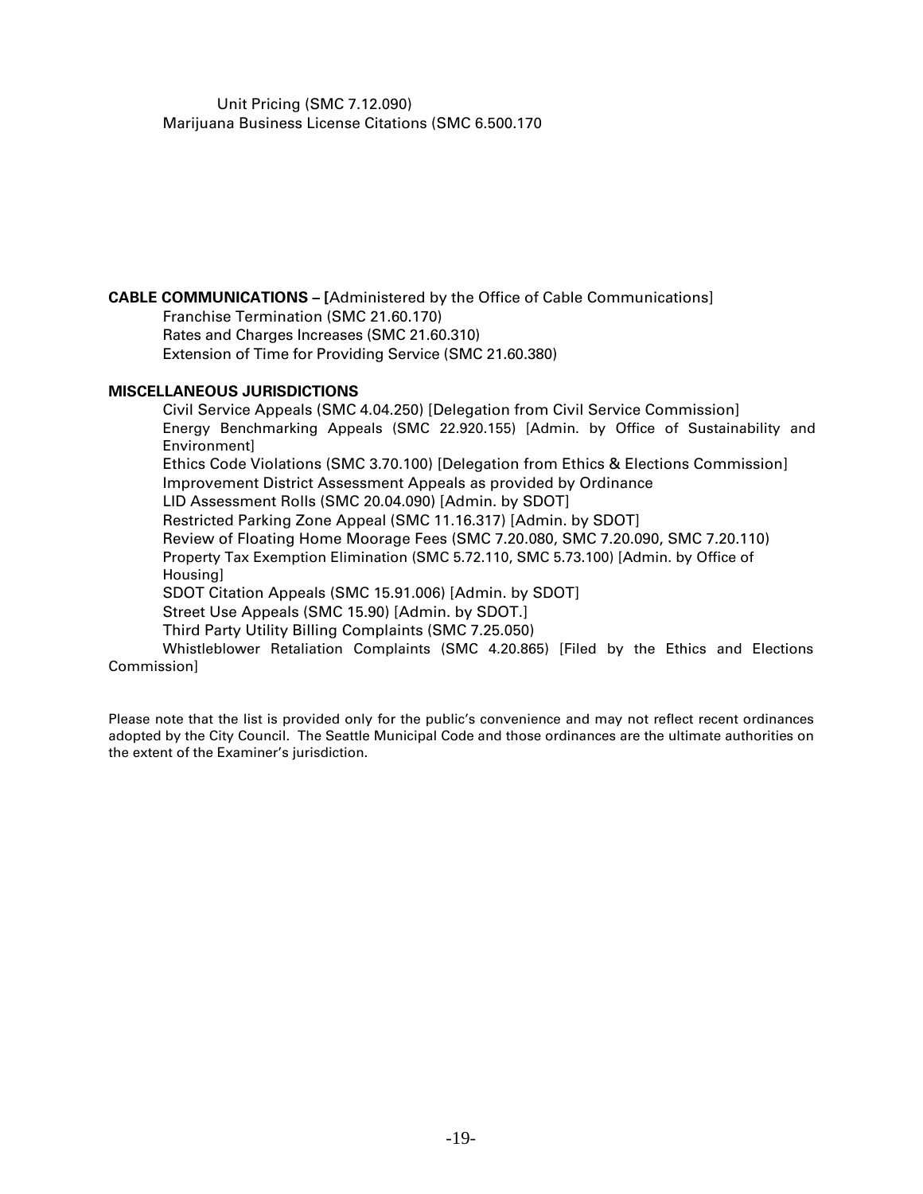Unit Pricing (SMC 7.12.090)
Marijuana Business License Citations (SMC 6.500.170

**CABLE COMMUNICATIONS – [**Administered by the Office of Cable Communications]

Franchise Termination (SMC 21.60.170)
Rates and Charges Increases (SMC 21.60.310)
Extension of Time for Providing Service (SMC 21.60.380)

**MISCELLANEOUS JURISDICTIONS**

Civil Service Appeals (SMC 4.04.250) [Delegation from Civil Service Commission]
Energy Benchmarking Appeals (SMC 22.920.155) [Admin. by Office of Sustainability and Environment]
Ethics Code Violations (SMC 3.70.100) [Delegation from Ethics & Elections Commission]
Improvement District Assessment Appeals as provided by Ordinance
LID Assessment Rolls (SMC 20.04.090) [Admin. by SDOT]
Restricted Parking Zone Appeal (SMC 11.16.317) [Admin. by SDOT]
Review of Floating Home Moorage Fees (SMC 7.20.080, SMC 7.20.090, SMC 7.20.110)
Property Tax Exemption Elimination (SMC 5.72.110, SMC 5.73.100) [Admin. by Office of Housing]
SDOT Citation Appeals (SMC 15.91.006) [Admin. by SDOT]
Street Use Appeals (SMC 15.90) [Admin. by SDOT.]
Third Party Utility Billing Complaints (SMC 7.25.050)
Whistleblower Retaliation Complaints (SMC 4.20.865) [Filed by the Ethics and Elections Commission]

Please note that the list is provided only for the public's convenience and may not reflect recent ordinances adopted by the City Council. The Seattle Municipal Code and those ordinances are the ultimate authorities on the extent of the Examiner's jurisdiction.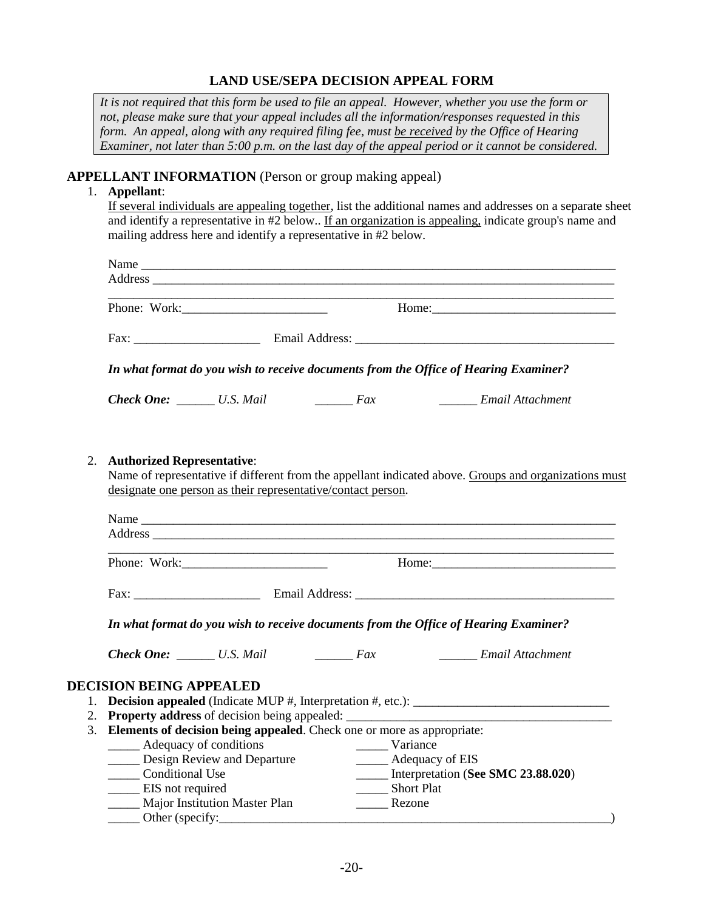# LAND USE/SEPA DECISION APPEAL FORM

*It is not required that this form be used to file an appeal. However, whether you use the form or not, please make sure that your appeal includes all the information/responses requested in this form. An appeal, along with any required filing fee, must <u>be received</u> by the Office of Hearing Examiner, not later than 5:00 p.m. on the last day of the appeal period or it cannot be considered.*

## APPELLANT INFORMATION (Person or group making appeal)

1. **Appellant**:
   <u>If several individuals are appealing together</u>, list the additional names and addresses on a separate sheet and identify a representative in #2 below.. <u>If an organization is appealing,</u> indicate group's name and mailing address here and identify a representative in #2 below.

   Name ___________________________________________________________________________
   Address _________________________________________________________________________
   _______________________________________________________________________________
   Phone: Work:_______________________ Home:_____________________________

   Fax: ____________________ Email Address: _________________________________________

   ***In what format do you wish to receive documents from the Office of Hearing Examiner?***

   ***Check One:*** ______ *U.S. Mail* ______ *Fax* ______ *Email Attachment*

2. **Authorized Representative**:
   Name of representative if different from the appellant indicated above. <u>Groups and organizations must designate one person as their representative/contact person</u>.

   Name ___________________________________________________________________________
   Address _________________________________________________________________________
   _______________________________________________________________________________
   Phone: Work:_______________________ Home:_____________________________

   Fax: ____________________ Email Address: _________________________________________

   ***In what format do you wish to receive documents from the Office of Hearing Examiner?***

   ***Check One:*** ______ *U.S. Mail* ______ *Fax* ______ *Email Attachment*

## DECISION BEING APPEALED

1. **Decision appealed** (Indicate MUP #, Interpretation #, etc.): _______________________________
2. **Property address** of decision being appealed: __________________________________________
3. **Elements of decision being appealed**. Check one or more as appropriate:

   _____ Adequacy of conditions
   _____ Design Review and Departure
   _____ Conditional Use
   _____ EIS not required
   _____ Major Institution Master Plan
   _____ Variance
   _____ Adequacy of EIS
   _____ Interpretation (**See SMC 23.88.020**)
   _____ Short Plat
   _____ Rezone
   _____ Other (specify:_______________________________________________________________)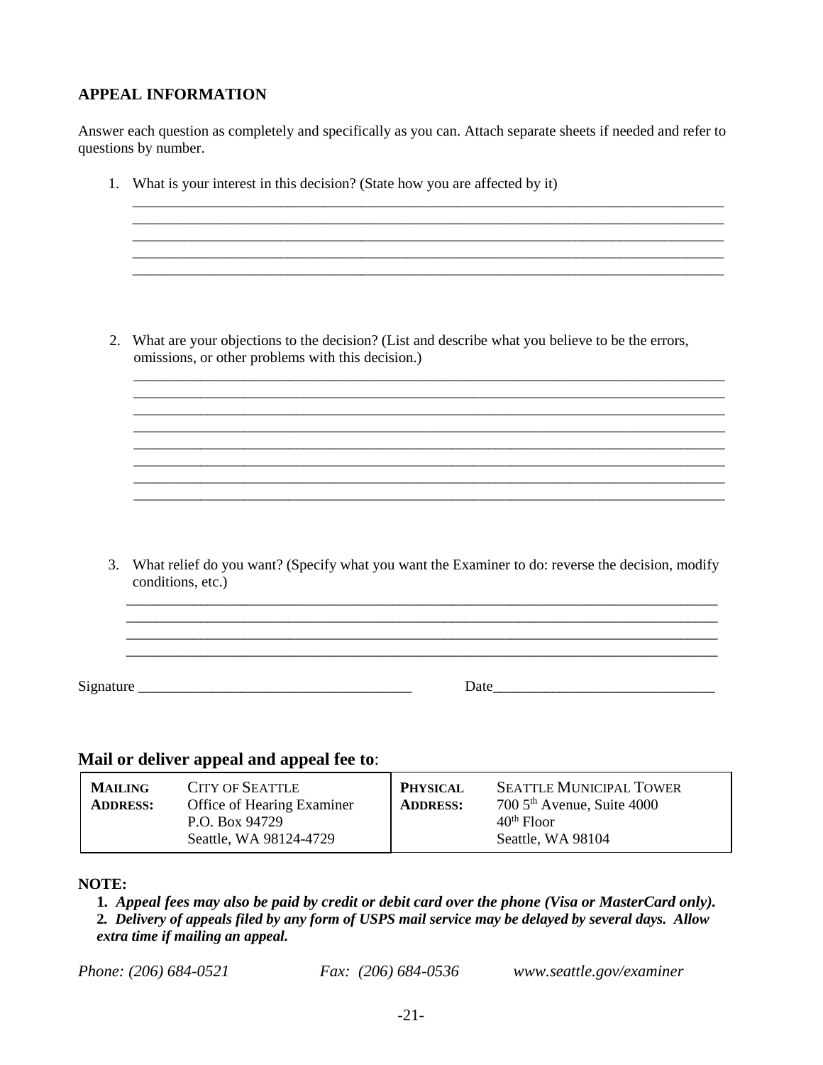## APPEAL INFORMATION

Answer each question as completely and specifically as you can. Attach separate sheets if needed and refer to questions by number.

1. What is your interest in this decision? (State how you are affected by it)

____________________________________________________________________________________
____________________________________________________________________________________
____________________________________________________________________________________
____________________________________________________________________________________
____________________________________________________________________________________

2. What are your objections to the decision? (List and describe what you believe to be the errors, omissions, or other problems with this decision.)

____________________________________________________________________________________
____________________________________________________________________________________
____________________________________________________________________________________
____________________________________________________________________________________
____________________________________________________________________________________
____________________________________________________________________________________
____________________________________________________________________________________
____________________________________________________________________________________

3. What relief do you want? (Specify what you want the Examiner to do: reverse the decision, modify conditions, etc.)

____________________________________________________________________________________
____________________________________________________________________________________
____________________________________________________________________________________
____________________________________________________________________________________

Signature ______________________________________ Date______________________________

### Mail or deliver appeal and appeal fee to:

| | | | |
|---|---|---|---|
| **MAILING ADDRESS:** | CITY OF SEATTLE<br>Office of Hearing Examiner<br>P.O. Box 94729<br>Seattle, WA 98124-4729 | **PHYSICAL ADDRESS:** | SEATTLE MUNICIPAL TOWER<br>700 5th Avenue, Suite 4000<br>40th Floor<br>Seattle, WA 98104 |

**NOTE:**

**1.** ***Appeal fees may also be paid by credit or debit card over the phone (Visa or MasterCard only).***

**2.** ***Delivery of appeals filed by any form of USPS mail service may be delayed by several days. Allow extra time if mailing an appeal.***

*Phone: (206) 684-0521* *Fax: (206) 684-0536* *www.seattle.gov/examiner*